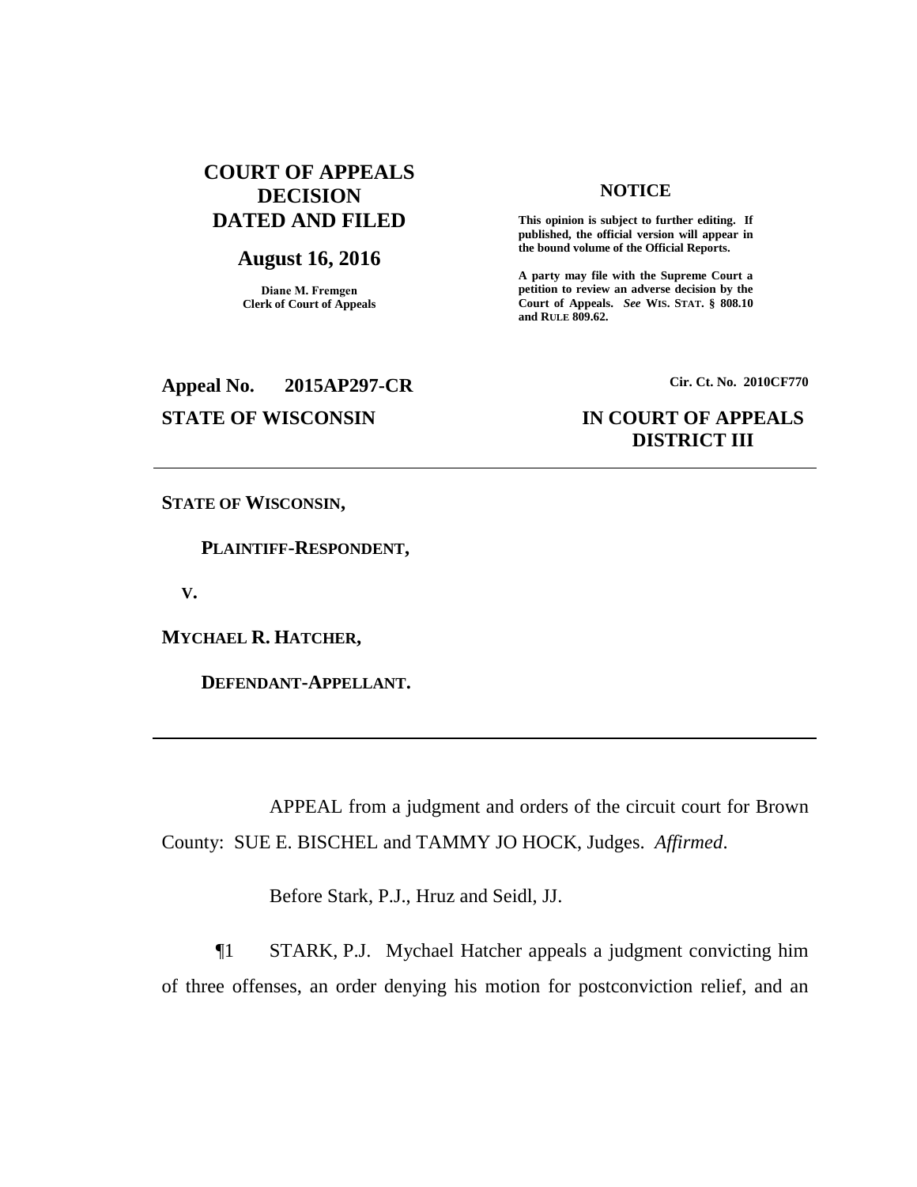**COURT OF APPEALS DECISION DATED AND FILED**

**August 16, 2016**

**Diane M. Fremgen**
**Clerk of Court of Appeals**

**NOTICE**

**This opinion is subject to further editing. If published, the official version will appear in the bound volume of the Official Reports.**

**A party may file with the Supreme Court a petition to review an adverse decision by the Court of Appeals.** ***See*** **WIS. STAT. § 808.10 and RULE 809.62.**

**Appeal No. 2015AP297-CR**

**Cir. Ct. No. 2010CF770**

**STATE OF WISCONSIN**

**IN COURT OF APPEALS**
**DISTRICT III**

---

**STATE OF WISCONSIN,**

**PLAINTIFF-RESPONDENT,**

**V.**

**MYCHAEL R. HATCHER,**

**DEFENDANT-APPELLANT.**

---

APPEAL from a judgment and orders of the circuit court for Brown County: SUE E. BISCHEL and TAMMY JO HOCK, Judges. *Affirmed*.

Before Stark, P.J., Hruz and Seidl, JJ.

¶1 STARK, P.J. Mychael Hatcher appeals a judgment convicting him of three offenses, an order denying his motion for postconviction relief, and an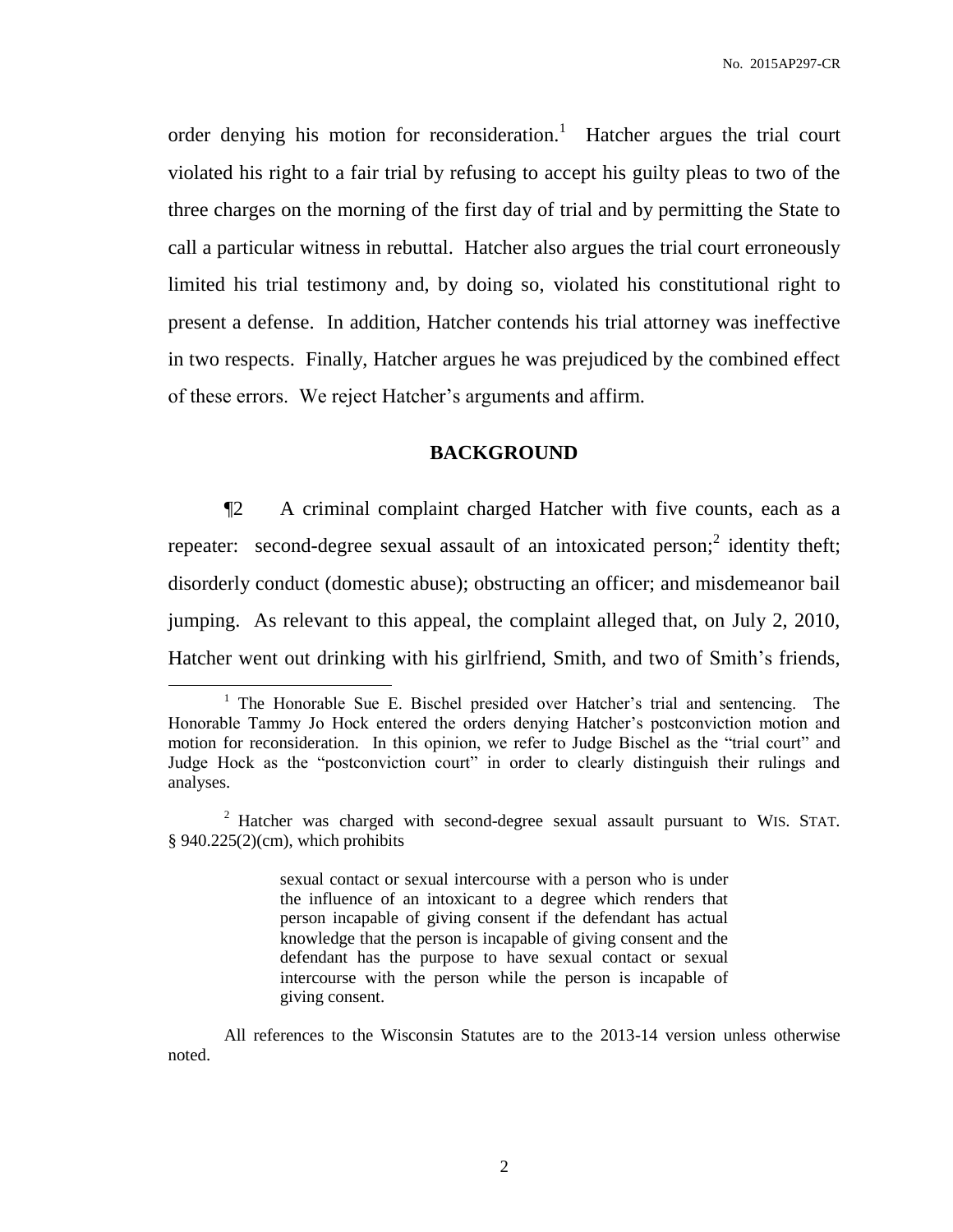order denying his motion for reconsideration.[1] Hatcher argues the trial court violated his right to a fair trial by refusing to accept his guilty pleas to two of the three charges on the morning of the first day of trial and by permitting the State to call a particular witness in rebuttal. Hatcher also argues the trial court erroneously limited his trial testimony and, by doing so, violated his constitutional right to present a defense. In addition, Hatcher contends his trial attorney was ineffective in two respects. Finally, Hatcher argues he was prejudiced by the combined effect of these errors. We reject Hatcher's arguments and affirm.

## BACKGROUND

¶2 A criminal complaint charged Hatcher with five counts, each as a repeater: second-degree sexual assault of an intoxicated person;[2] identity theft; disorderly conduct (domestic abuse); obstructing an officer; and misdemeanor bail jumping. As relevant to this appeal, the complaint alleged that, on July 2, 2010, Hatcher went out drinking with his girlfriend, Smith, and two of Smith's friends,

---

[1] The Honorable Sue E. Bischel presided over Hatcher's trial and sentencing. The Honorable Tammy Jo Hock entered the orders denying Hatcher's postconviction motion and motion for reconsideration. In this opinion, we refer to Judge Bischel as the "trial court" and Judge Hock as the "postconviction court" in order to clearly distinguish their rulings and analyses.

[2] Hatcher was charged with second-degree sexual assault pursuant to WIS. STAT. § 940.225(2)(cm), which prohibits

> sexual contact or sexual intercourse with a person who is under the influence of an intoxicant to a degree which renders that person incapable of giving consent if the defendant has actual knowledge that the person is incapable of giving consent and the defendant has the purpose to have sexual contact or sexual intercourse with the person while the person is incapable of giving consent.

All references to the Wisconsin Statutes are to the 2013-14 version unless otherwise noted.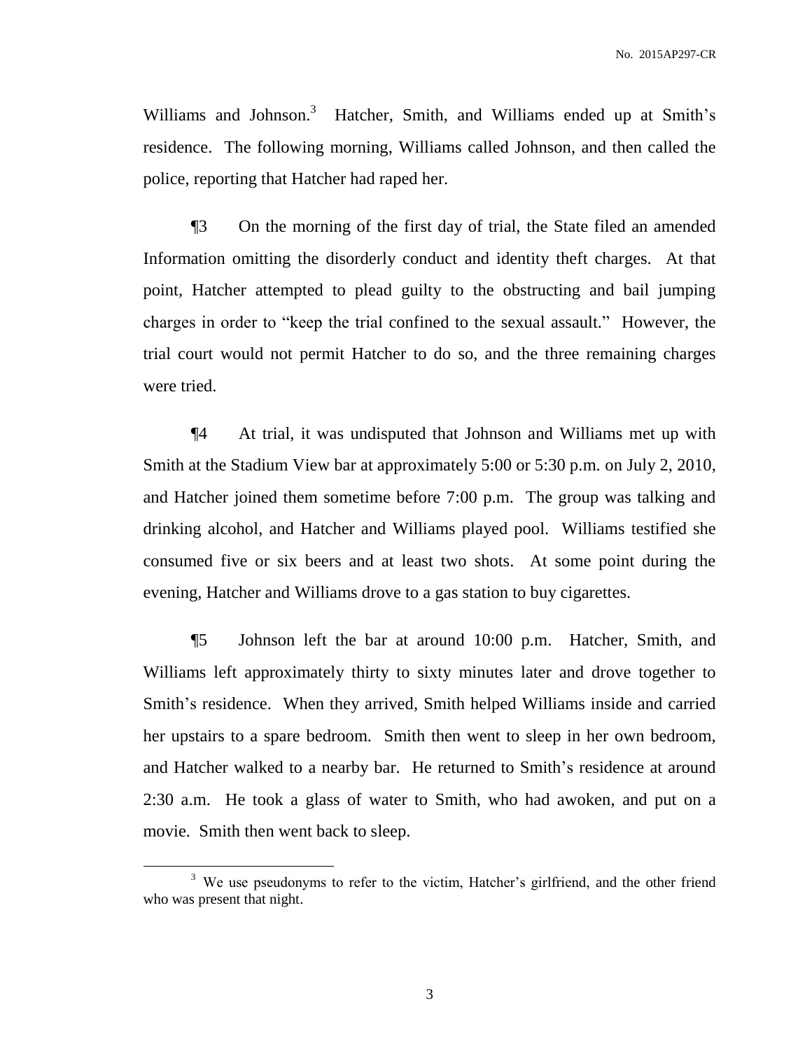Williams and Johnson.[3] Hatcher, Smith, and Williams ended up at Smith's residence. The following morning, Williams called Johnson, and then called the police, reporting that Hatcher had raped her.

¶3 On the morning of the first day of trial, the State filed an amended Information omitting the disorderly conduct and identity theft charges. At that point, Hatcher attempted to plead guilty to the obstructing and bail jumping charges in order to "keep the trial confined to the sexual assault." However, the trial court would not permit Hatcher to do so, and the three remaining charges were tried.

¶4 At trial, it was undisputed that Johnson and Williams met up with Smith at the Stadium View bar at approximately 5:00 or 5:30 p.m. on July 2, 2010, and Hatcher joined them sometime before 7:00 p.m. The group was talking and drinking alcohol, and Hatcher and Williams played pool. Williams testified she consumed five or six beers and at least two shots. At some point during the evening, Hatcher and Williams drove to a gas station to buy cigarettes.

¶5 Johnson left the bar at around 10:00 p.m. Hatcher, Smith, and Williams left approximately thirty to sixty minutes later and drove together to Smith's residence. When they arrived, Smith helped Williams inside and carried her upstairs to a spare bedroom. Smith then went to sleep in her own bedroom, and Hatcher walked to a nearby bar. He returned to Smith's residence at around 2:30 a.m. He took a glass of water to Smith, who had awoken, and put on a movie. Smith then went back to sleep.

---

[3] We use pseudonyms to refer to the victim, Hatcher's girlfriend, and the other friend who was present that night.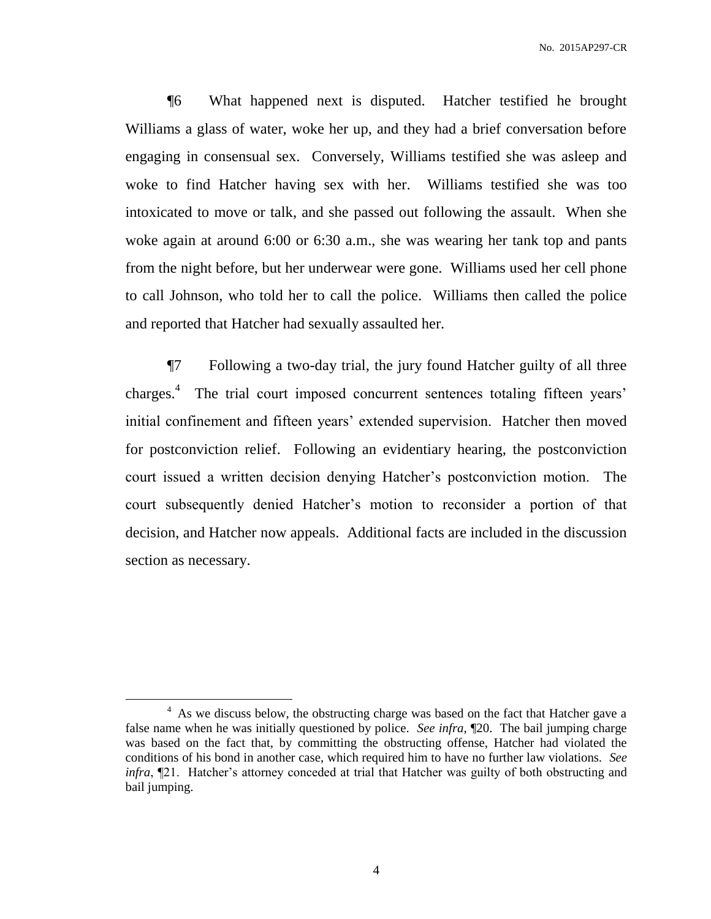¶6 What happened next is disputed. Hatcher testified he brought Williams a glass of water, woke her up, and they had a brief conversation before engaging in consensual sex. Conversely, Williams testified she was asleep and woke to find Hatcher having sex with her. Williams testified she was too intoxicated to move or talk, and she passed out following the assault. When she woke again at around 6:00 or 6:30 a.m., she was wearing her tank top and pants from the night before, but her underwear were gone. Williams used her cell phone to call Johnson, who told her to call the police. Williams then called the police and reported that Hatcher had sexually assaulted her.

¶7 Following a two-day trial, the jury found Hatcher guilty of all three charges.[4] The trial court imposed concurrent sentences totaling fifteen years' initial confinement and fifteen years' extended supervision. Hatcher then moved for postconviction relief. Following an evidentiary hearing, the postconviction court issued a written decision denying Hatcher's postconviction motion. The court subsequently denied Hatcher's motion to reconsider a portion of that decision, and Hatcher now appeals. Additional facts are included in the discussion section as necessary.

---

[4] As we discuss below, the obstructing charge was based on the fact that Hatcher gave a false name when he was initially questioned by police. *See infra*, ¶20. The bail jumping charge was based on the fact that, by committing the obstructing offense, Hatcher had violated the conditions of his bond in another case, which required him to have no further law violations. *See infra*, ¶21. Hatcher's attorney conceded at trial that Hatcher was guilty of both obstructing and bail jumping.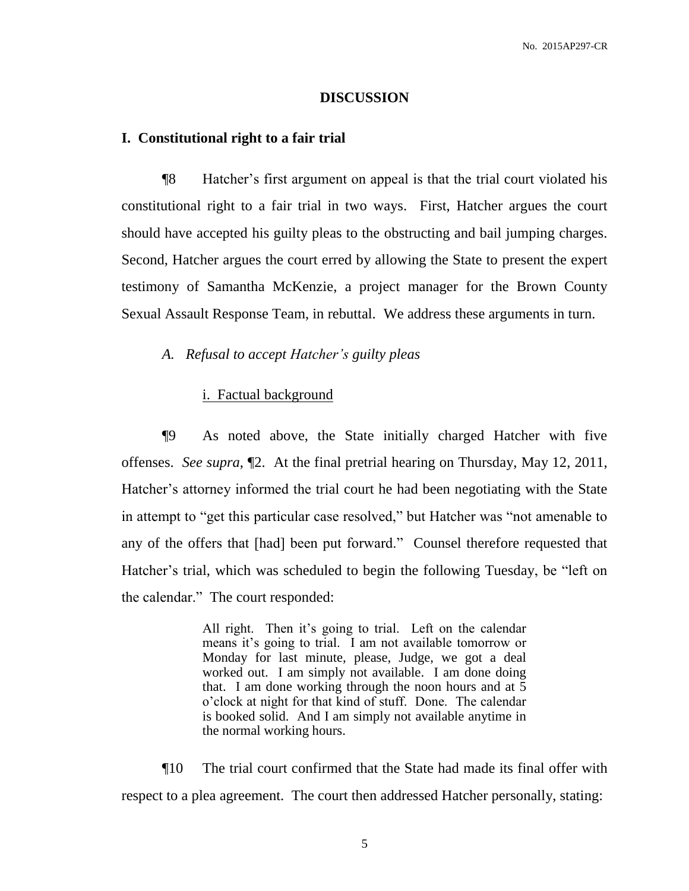## DISCUSSION

### I. Constitutional right to a fair trial

¶8 Hatcher's first argument on appeal is that the trial court violated his constitutional right to a fair trial in two ways. First, Hatcher argues the court should have accepted his guilty pleas to the obstructing and bail jumping charges. Second, Hatcher argues the court erred by allowing the State to present the expert testimony of Samantha McKenzie, a project manager for the Brown County Sexual Assault Response Team, in rebuttal. We address these arguments in turn.

*A. Refusal to accept Hatcher's guilty pleas*

i. Factual background

¶9 As noted above, the State initially charged Hatcher with five offenses. *See supra*, ¶2. At the final pretrial hearing on Thursday, May 12, 2011, Hatcher's attorney informed the trial court he had been negotiating with the State in attempt to "get this particular case resolved," but Hatcher was "not amenable to any of the offers that [had] been put forward." Counsel therefore requested that Hatcher's trial, which was scheduled to begin the following Tuesday, be "left on the calendar." The court responded:

> All right. Then it's going to trial. Left on the calendar means it's going to trial. I am not available tomorrow or Monday for last minute, please, Judge, we got a deal worked out. I am simply not available. I am done doing that. I am done working through the noon hours and at 5 o'clock at night for that kind of stuff. Done. The calendar is booked solid. And I am simply not available anytime in the normal working hours.

¶10 The trial court confirmed that the State had made its final offer with respect to a plea agreement. The court then addressed Hatcher personally, stating: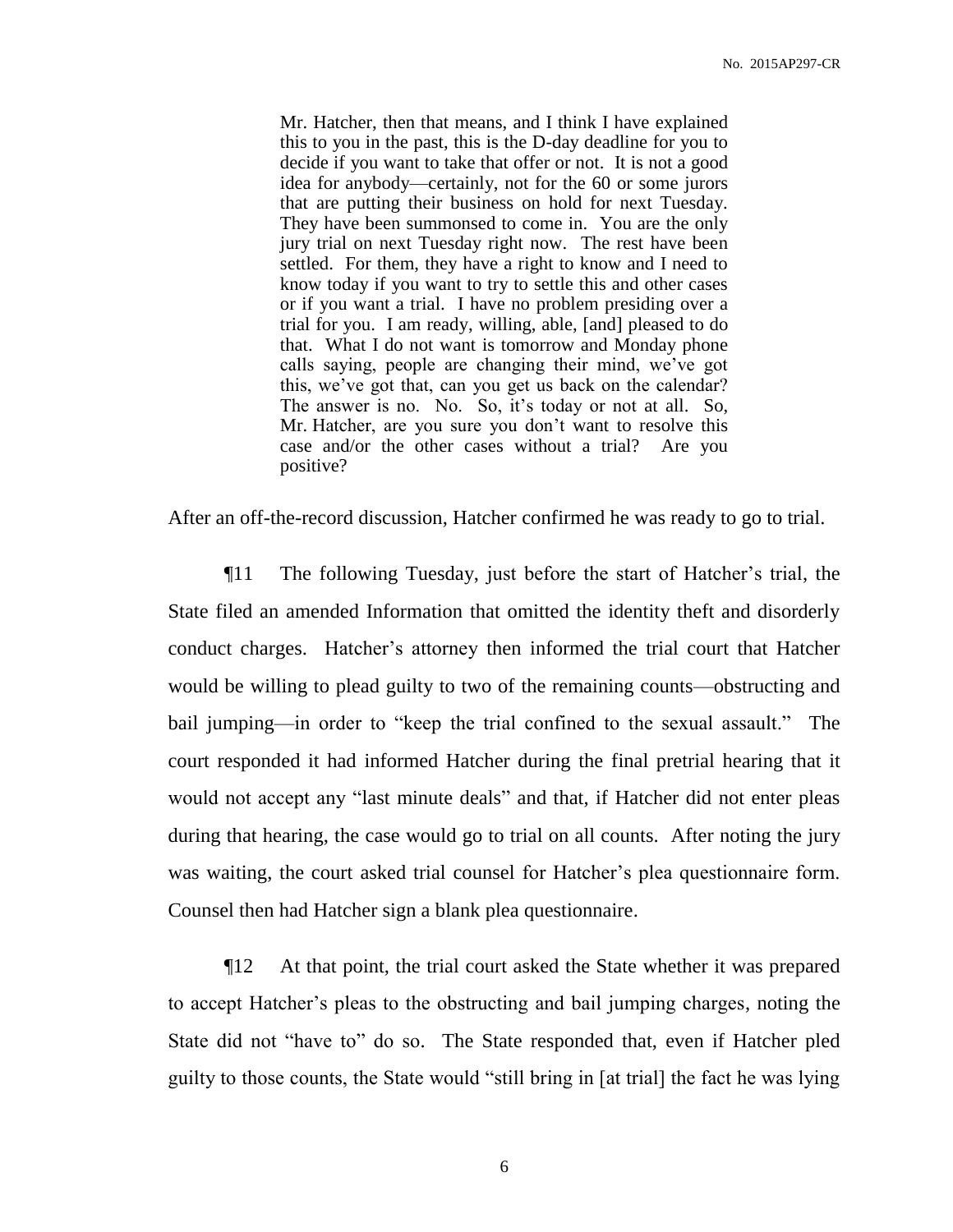> Mr. Hatcher, then that means, and I think I have explained this to you in the past, this is the D-day deadline for you to decide if you want to take that offer or not. It is not a good idea for anybody—certainly, not for the 60 or some jurors that are putting their business on hold for next Tuesday. They have been summonsed to come in. You are the only jury trial on next Tuesday right now. The rest have been settled. For them, they have a right to know and I need to know today if you want to try to settle this and other cases or if you want a trial. I have no problem presiding over a trial for you. I am ready, willing, able, [and] pleased to do that. What I do not want is tomorrow and Monday phone calls saying, people are changing their mind, we've got this, we've got that, can you get us back on the calendar? The answer is no. No. So, it's today or not at all. So, Mr. Hatcher, are you sure you don't want to resolve this case and/or the other cases without a trial? Are you positive?

After an off-the-record discussion, Hatcher confirmed he was ready to go to trial.

¶11 The following Tuesday, just before the start of Hatcher's trial, the State filed an amended Information that omitted the identity theft and disorderly conduct charges. Hatcher's attorney then informed the trial court that Hatcher would be willing to plead guilty to two of the remaining counts—obstructing and bail jumping—in order to "keep the trial confined to the sexual assault." The court responded it had informed Hatcher during the final pretrial hearing that it would not accept any "last minute deals" and that, if Hatcher did not enter pleas during that hearing, the case would go to trial on all counts. After noting the jury was waiting, the court asked trial counsel for Hatcher's plea questionnaire form. Counsel then had Hatcher sign a blank plea questionnaire.

¶12 At that point, the trial court asked the State whether it was prepared to accept Hatcher's pleas to the obstructing and bail jumping charges, noting the State did not "have to" do so. The State responded that, even if Hatcher pled guilty to those counts, the State would "still bring in [at trial] the fact he was lying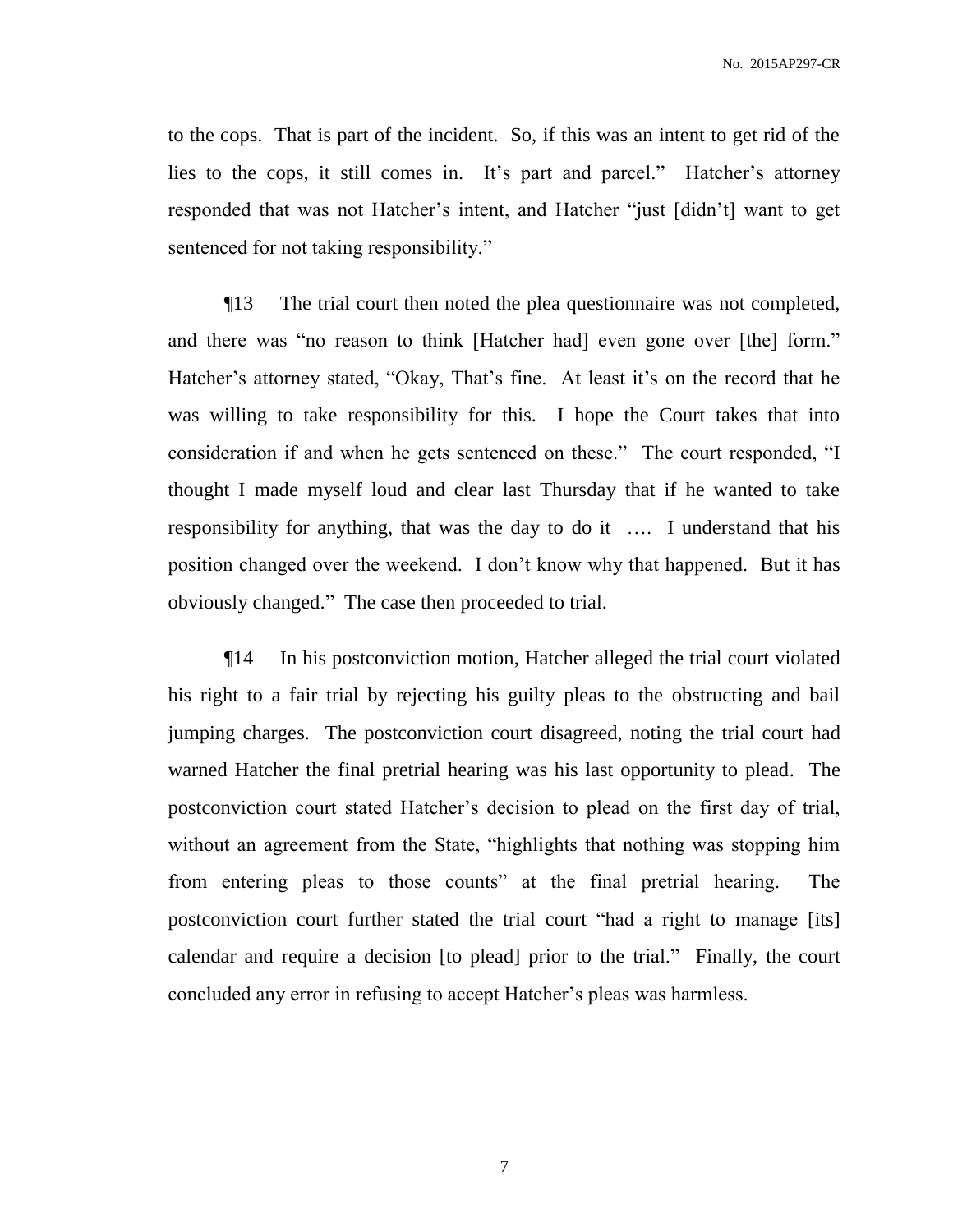to the cops. That is part of the incident. So, if this was an intent to get rid of the lies to the cops, it still comes in. It's part and parcel." Hatcher's attorney responded that was not Hatcher's intent, and Hatcher "just [didn't] want to get sentenced for not taking responsibility."

¶13 The trial court then noted the plea questionnaire was not completed, and there was "no reason to think [Hatcher had] even gone over [the] form." Hatcher's attorney stated, "Okay, That's fine. At least it's on the record that he was willing to take responsibility for this. I hope the Court takes that into consideration if and when he gets sentenced on these." The court responded, "I thought I made myself loud and clear last Thursday that if he wanted to take responsibility for anything, that was the day to do it …. I understand that his position changed over the weekend. I don't know why that happened. But it has obviously changed." The case then proceeded to trial.

¶14 In his postconviction motion, Hatcher alleged the trial court violated his right to a fair trial by rejecting his guilty pleas to the obstructing and bail jumping charges. The postconviction court disagreed, noting the trial court had warned Hatcher the final pretrial hearing was his last opportunity to plead. The postconviction court stated Hatcher's decision to plead on the first day of trial, without an agreement from the State, "highlights that nothing was stopping him from entering pleas to those counts" at the final pretrial hearing. The postconviction court further stated the trial court "had a right to manage [its] calendar and require a decision [to plead] prior to the trial." Finally, the court concluded any error in refusing to accept Hatcher's pleas was harmless.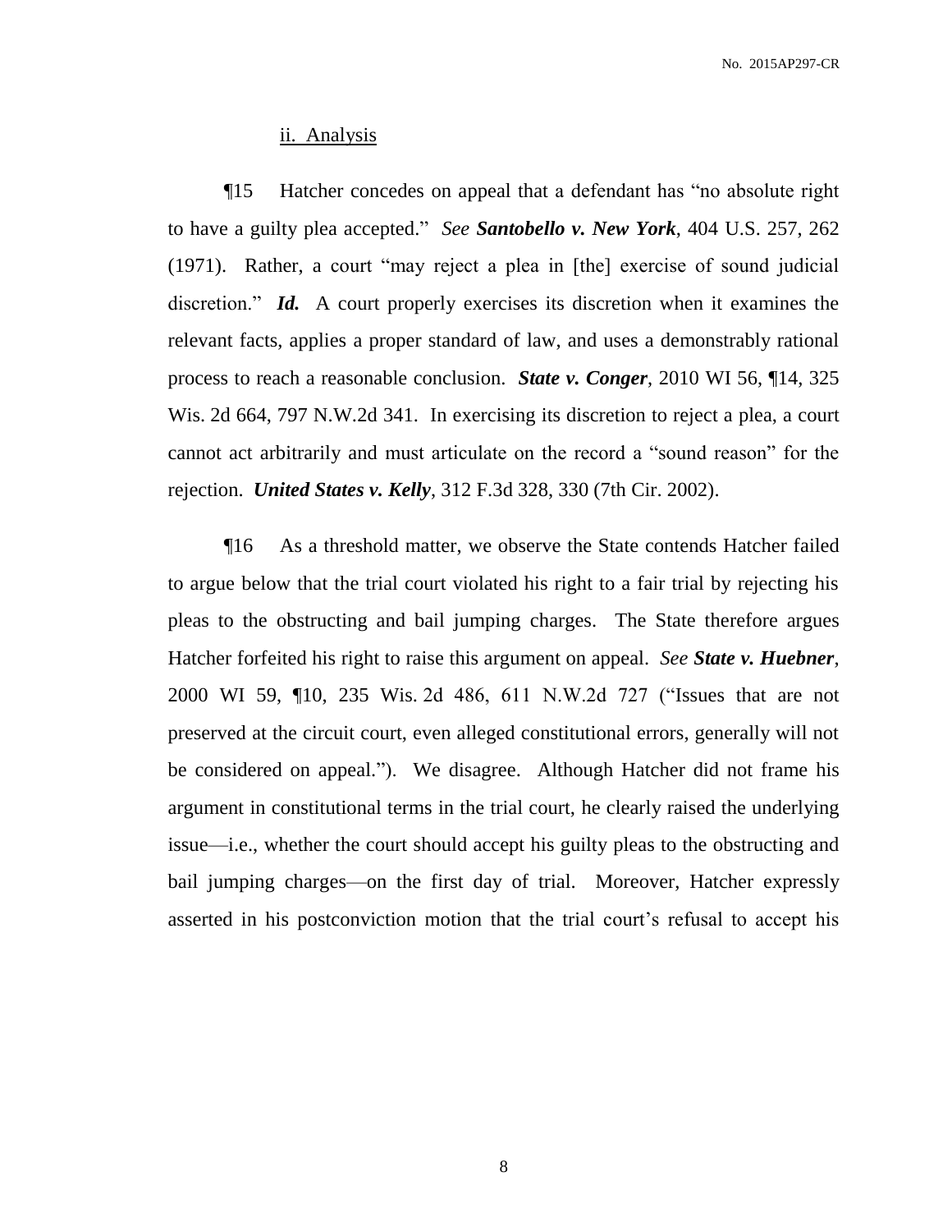### ii. Analysis

¶15 Hatcher concedes on appeal that a defendant has "no absolute right to have a guilty plea accepted." *See* ***Santobello v. New York***, 404 U.S. 257, 262 (1971). Rather, a court "may reject a plea in [the] exercise of sound judicial discretion." ***Id.*** A court properly exercises its discretion when it examines the relevant facts, applies a proper standard of law, and uses a demonstrably rational process to reach a reasonable conclusion. ***State v. Conger***, 2010 WI 56, ¶14, 325 Wis. 2d 664, 797 N.W.2d 341. In exercising its discretion to reject a plea, a court cannot act arbitrarily and must articulate on the record a "sound reason" for the rejection. ***United States v. Kelly***, 312 F.3d 328, 330 (7th Cir. 2002).

¶16 As a threshold matter, we observe the State contends Hatcher failed to argue below that the trial court violated his right to a fair trial by rejecting his pleas to the obstructing and bail jumping charges. The State therefore argues Hatcher forfeited his right to raise this argument on appeal. *See* ***State v. Huebner***, 2000 WI 59, ¶10, 235 Wis. 2d 486, 611 N.W.2d 727 ("Issues that are not preserved at the circuit court, even alleged constitutional errors, generally will not be considered on appeal."). We disagree. Although Hatcher did not frame his argument in constitutional terms in the trial court, he clearly raised the underlying issue—i.e., whether the court should accept his guilty pleas to the obstructing and bail jumping charges—on the first day of trial. Moreover, Hatcher expressly asserted in his postconviction motion that the trial court's refusal to accept his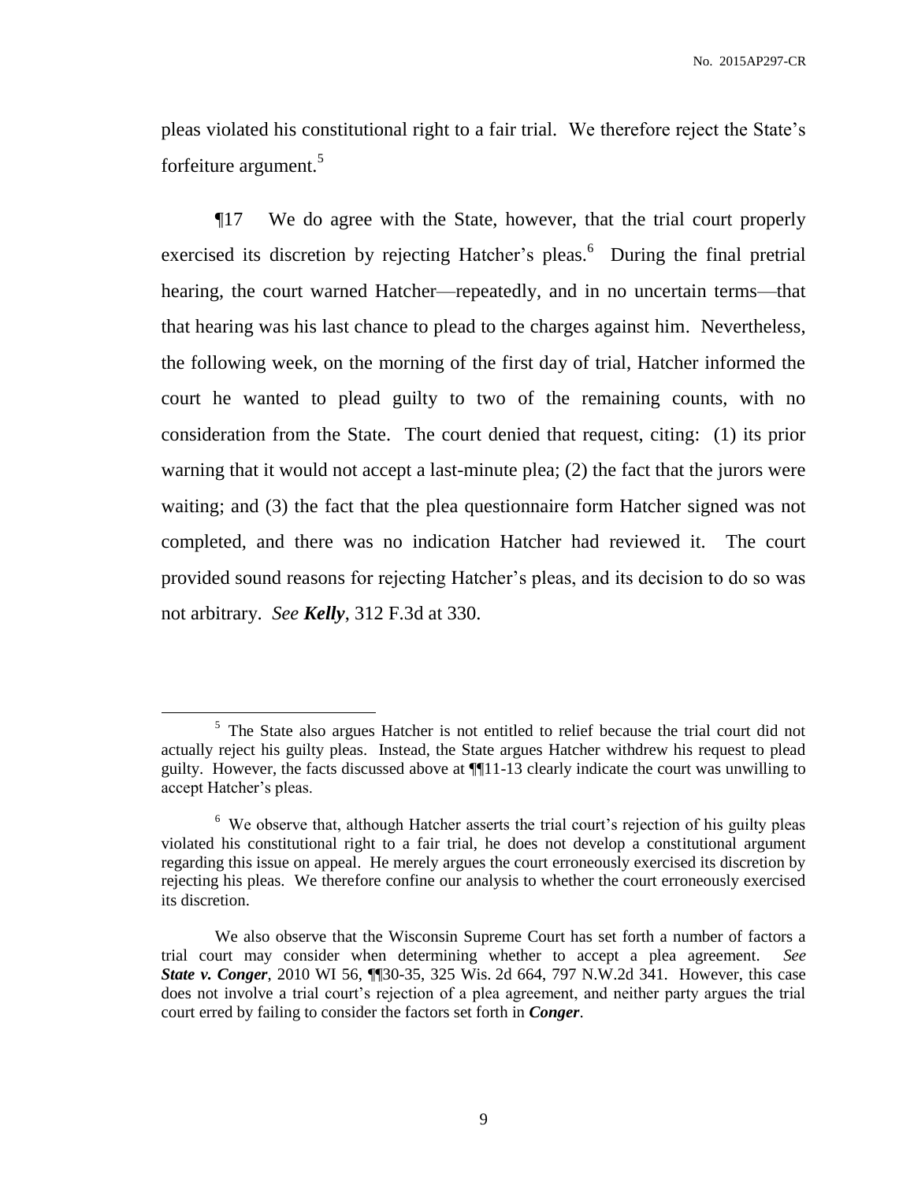pleas violated his constitutional right to a fair trial. We therefore reject the State's forfeiture argument.[5]

¶17 We do agree with the State, however, that the trial court properly exercised its discretion by rejecting Hatcher's pleas.[6] During the final pretrial hearing, the court warned Hatcher—repeatedly, and in no uncertain terms—that that hearing was his last chance to plead to the charges against him. Nevertheless, the following week, on the morning of the first day of trial, Hatcher informed the court he wanted to plead guilty to two of the remaining counts, with no consideration from the State. The court denied that request, citing: (1) its prior warning that it would not accept a last-minute plea; (2) the fact that the jurors were waiting; and (3) the fact that the plea questionnaire form Hatcher signed was not completed, and there was no indication Hatcher had reviewed it. The court provided sound reasons for rejecting Hatcher's pleas, and its decision to do so was not arbitrary. *See* ***Kelly***, 312 F.3d at 330.

---

[5] The State also argues Hatcher is not entitled to relief because the trial court did not actually reject his guilty pleas. Instead, the State argues Hatcher withdrew his request to plead guilty. However, the facts discussed above at ¶¶11-13 clearly indicate the court was unwilling to accept Hatcher's pleas.

[6] We observe that, although Hatcher asserts the trial court's rejection of his guilty pleas violated his constitutional right to a fair trial, he does not develop a constitutional argument regarding this issue on appeal. He merely argues the court erroneously exercised its discretion by rejecting his pleas. We therefore confine our analysis to whether the court erroneously exercised its discretion.

We also observe that the Wisconsin Supreme Court has set forth a number of factors a trial court may consider when determining whether to accept a plea agreement. *See* ***State v. Conger***, 2010 WI 56, ¶¶30-35, 325 Wis. 2d 664, 797 N.W.2d 341. However, this case does not involve a trial court's rejection of a plea agreement, and neither party argues the trial court erred by failing to consider the factors set forth in ***Conger***.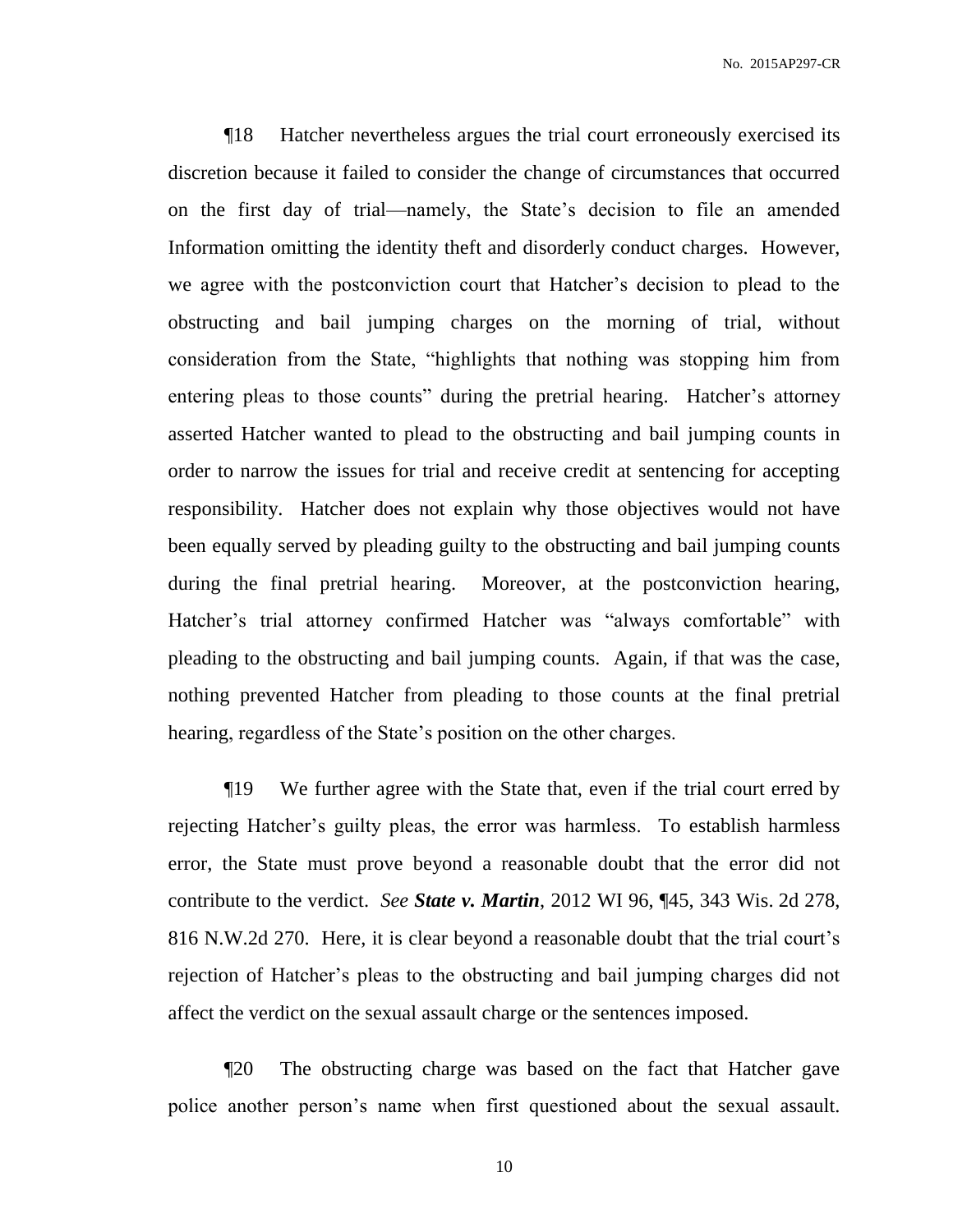¶18 Hatcher nevertheless argues the trial court erroneously exercised its discretion because it failed to consider the change of circumstances that occurred on the first day of trial—namely, the State's decision to file an amended Information omitting the identity theft and disorderly conduct charges. However, we agree with the postconviction court that Hatcher's decision to plead to the obstructing and bail jumping charges on the morning of trial, without consideration from the State, "highlights that nothing was stopping him from entering pleas to those counts" during the pretrial hearing. Hatcher's attorney asserted Hatcher wanted to plead to the obstructing and bail jumping counts in order to narrow the issues for trial and receive credit at sentencing for accepting responsibility. Hatcher does not explain why those objectives would not have been equally served by pleading guilty to the obstructing and bail jumping counts during the final pretrial hearing. Moreover, at the postconviction hearing, Hatcher's trial attorney confirmed Hatcher was "always comfortable" with pleading to the obstructing and bail jumping counts. Again, if that was the case, nothing prevented Hatcher from pleading to those counts at the final pretrial hearing, regardless of the State's position on the other charges.

¶19 We further agree with the State that, even if the trial court erred by rejecting Hatcher's guilty pleas, the error was harmless. To establish harmless error, the State must prove beyond a reasonable doubt that the error did not contribute to the verdict. *See* ***State v. Martin***, 2012 WI 96, ¶45, 343 Wis. 2d 278, 816 N.W.2d 270. Here, it is clear beyond a reasonable doubt that the trial court's rejection of Hatcher's pleas to the obstructing and bail jumping charges did not affect the verdict on the sexual assault charge or the sentences imposed.

¶20 The obstructing charge was based on the fact that Hatcher gave police another person's name when first questioned about the sexual assault.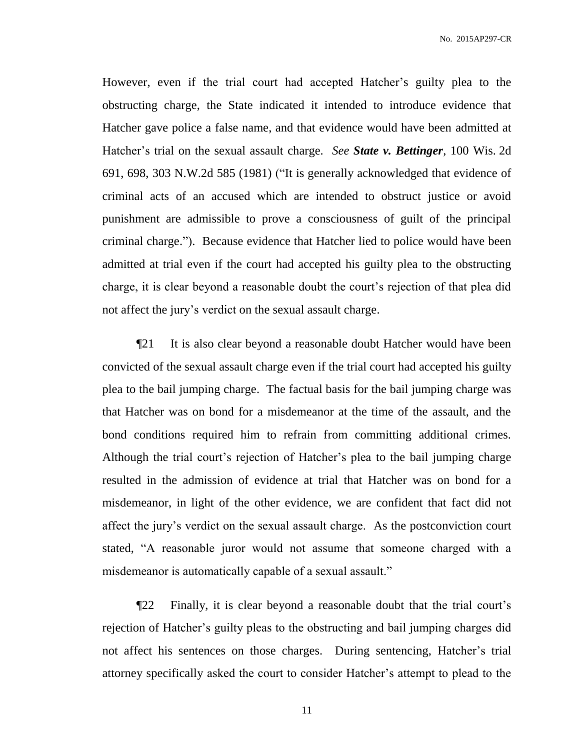However, even if the trial court had accepted Hatcher's guilty plea to the obstructing charge, the State indicated it intended to introduce evidence that Hatcher gave police a false name, and that evidence would have been admitted at Hatcher's trial on the sexual assault charge. *See* ***State v. Bettinger***, 100 Wis. 2d 691, 698, 303 N.W.2d 585 (1981) ("It is generally acknowledged that evidence of criminal acts of an accused which are intended to obstruct justice or avoid punishment are admissible to prove a consciousness of guilt of the principal criminal charge."). Because evidence that Hatcher lied to police would have been admitted at trial even if the court had accepted his guilty plea to the obstructing charge, it is clear beyond a reasonable doubt the court's rejection of that plea did not affect the jury's verdict on the sexual assault charge.

¶21 It is also clear beyond a reasonable doubt Hatcher would have been convicted of the sexual assault charge even if the trial court had accepted his guilty plea to the bail jumping charge. The factual basis for the bail jumping charge was that Hatcher was on bond for a misdemeanor at the time of the assault, and the bond conditions required him to refrain from committing additional crimes. Although the trial court's rejection of Hatcher's plea to the bail jumping charge resulted in the admission of evidence at trial that Hatcher was on bond for a misdemeanor, in light of the other evidence, we are confident that fact did not affect the jury's verdict on the sexual assault charge. As the postconviction court stated, "A reasonable juror would not assume that someone charged with a misdemeanor is automatically capable of a sexual assault."

¶22 Finally, it is clear beyond a reasonable doubt that the trial court's rejection of Hatcher's guilty pleas to the obstructing and bail jumping charges did not affect his sentences on those charges. During sentencing, Hatcher's trial attorney specifically asked the court to consider Hatcher's attempt to plead to the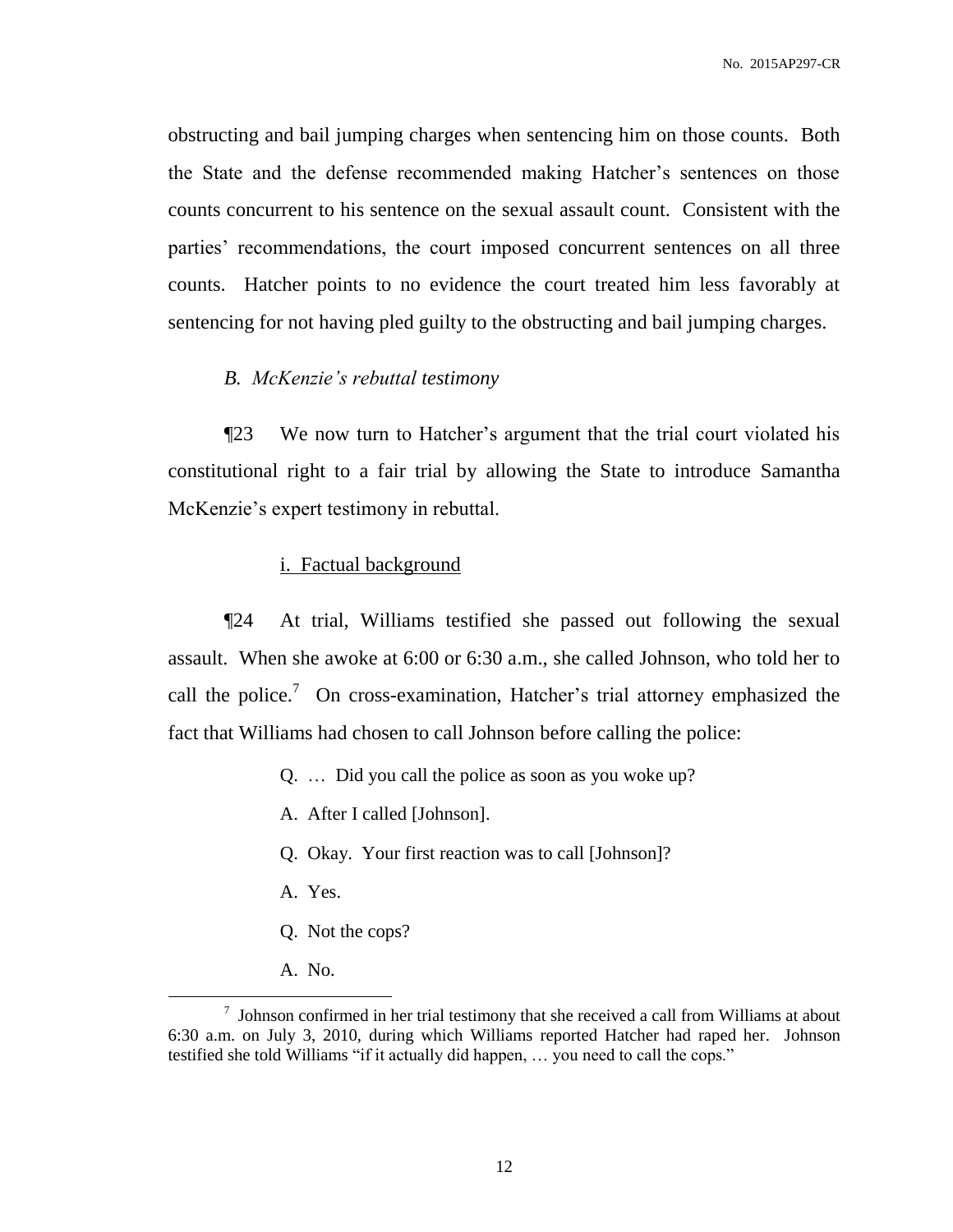obstructing and bail jumping charges when sentencing him on those counts. Both the State and the defense recommended making Hatcher's sentences on those counts concurrent to his sentence on the sexual assault count. Consistent with the parties' recommendations, the court imposed concurrent sentences on all three counts. Hatcher points to no evidence the court treated him less favorably at sentencing for not having pled guilty to the obstructing and bail jumping charges.

### *B. McKenzie's rebuttal testimony*

¶23 We now turn to Hatcher's argument that the trial court violated his constitutional right to a fair trial by allowing the State to introduce Samantha McKenzie's expert testimony in rebuttal.

#### i. Factual background

¶24 At trial, Williams testified she passed out following the sexual assault. When she awoke at 6:00 or 6:30 a.m., she called Johnson, who told her to call the police.[7] On cross-examination, Hatcher's trial attorney emphasized the fact that Williams had chosen to call Johnson before calling the police:

> Q. … Did you call the police as soon as you woke up?
>
> A. After I called [Johnson].
>
> Q. Okay. Your first reaction was to call [Johnson]?
>
> A. Yes.
>
> Q. Not the cops?
>
> A. No.

---

[7] Johnson confirmed in her trial testimony that she received a call from Williams at about 6:30 a.m. on July 3, 2010, during which Williams reported Hatcher had raped her. Johnson testified she told Williams "if it actually did happen, … you need to call the cops."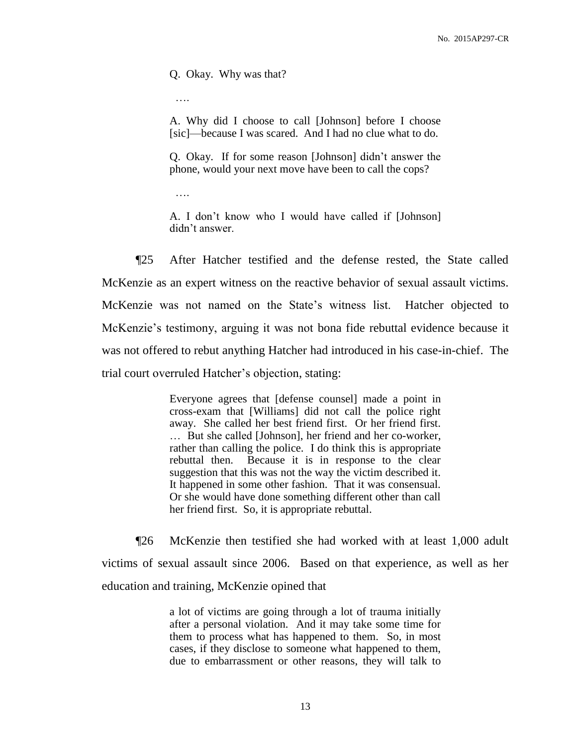> Q. Okay. Why was that?
>
> ….
>
> A. Why did I choose to call [Johnson] before I choose [sic]—because I was scared. And I had no clue what to do.
>
> Q. Okay. If for some reason [Johnson] didn't answer the phone, would your next move have been to call the cops?
>
> ….
>
> A. I don't know who I would have called if [Johnson] didn't answer.

¶25 After Hatcher testified and the defense rested, the State called McKenzie as an expert witness on the reactive behavior of sexual assault victims. McKenzie was not named on the State's witness list. Hatcher objected to McKenzie's testimony, arguing it was not bona fide rebuttal evidence because it was not offered to rebut anything Hatcher had introduced in his case-in-chief. The trial court overruled Hatcher's objection, stating:

> Everyone agrees that [defense counsel] made a point in cross-exam that [Williams] did not call the police right away. She called her best friend first. Or her friend first. … But she called [Johnson], her friend and her co-worker, rather than calling the police. I do think this is appropriate rebuttal then. Because it is in response to the clear suggestion that this was not the way the victim described it. It happened in some other fashion. That it was consensual. Or she would have done something different other than call her friend first. So, it is appropriate rebuttal.

¶26 McKenzie then testified she had worked with at least 1,000 adult victims of sexual assault since 2006. Based on that experience, as well as her education and training, McKenzie opined that

> a lot of victims are going through a lot of trauma initially after a personal violation. And it may take some time for them to process what has happened to them. So, in most cases, if they disclose to someone what happened to them, due to embarrassment or other reasons, they will talk to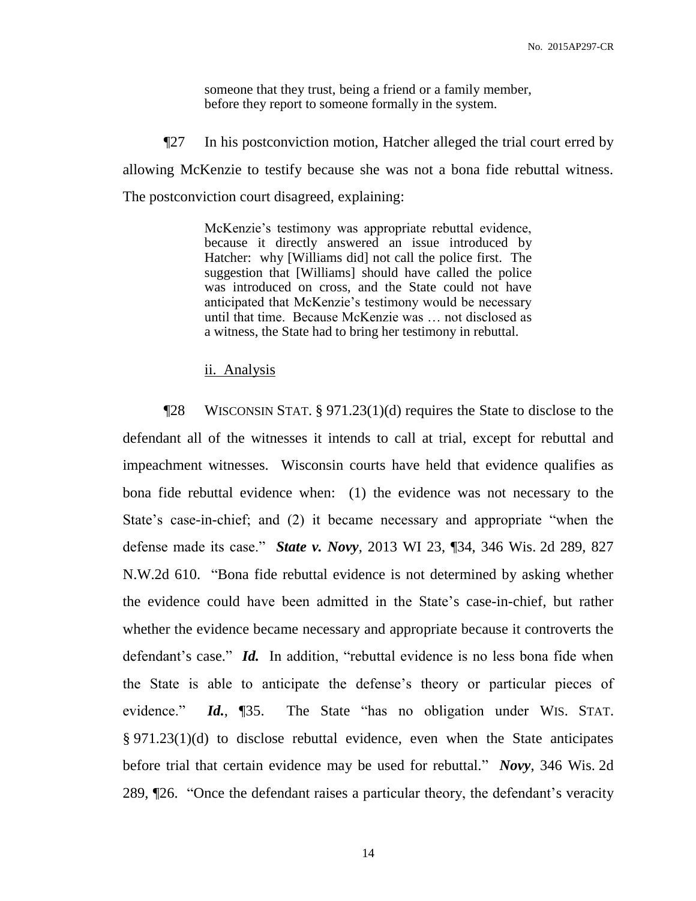> someone that they trust, being a friend or a family member, before they report to someone formally in the system.

¶27 In his postconviction motion, Hatcher alleged the trial court erred by allowing McKenzie to testify because she was not a bona fide rebuttal witness. The postconviction court disagreed, explaining:

> McKenzie's testimony was appropriate rebuttal evidence, because it directly answered an issue introduced by Hatcher: why [Williams did] not call the police first. The suggestion that [Williams] should have called the police was introduced on cross, and the State could not have anticipated that McKenzie's testimony would be necessary until that time. Because McKenzie was … not disclosed as a witness, the State had to bring her testimony in rebuttal.

ii. Analysis

¶28 WISCONSIN STAT. § 971.23(1)(d) requires the State to disclose to the defendant all of the witnesses it intends to call at trial, except for rebuttal and impeachment witnesses. Wisconsin courts have held that evidence qualifies as bona fide rebuttal evidence when: (1) the evidence was not necessary to the State's case-in-chief; and (2) it became necessary and appropriate "when the defense made its case." ***State v. Novy***, 2013 WI 23, ¶34, 346 Wis. 2d 289, 827 N.W.2d 610. "Bona fide rebuttal evidence is not determined by asking whether the evidence could have been admitted in the State's case-in-chief, but rather whether the evidence became necessary and appropriate because it controverts the defendant's case." ***Id.*** In addition, "rebuttal evidence is no less bona fide when the State is able to anticipate the defense's theory or particular pieces of evidence." ***Id.***, ¶35. The State "has no obligation under WIS. STAT. § 971.23(1)(d) to disclose rebuttal evidence, even when the State anticipates before trial that certain evidence may be used for rebuttal." ***Novy***, 346 Wis. 2d 289, ¶26. "Once the defendant raises a particular theory, the defendant's veracity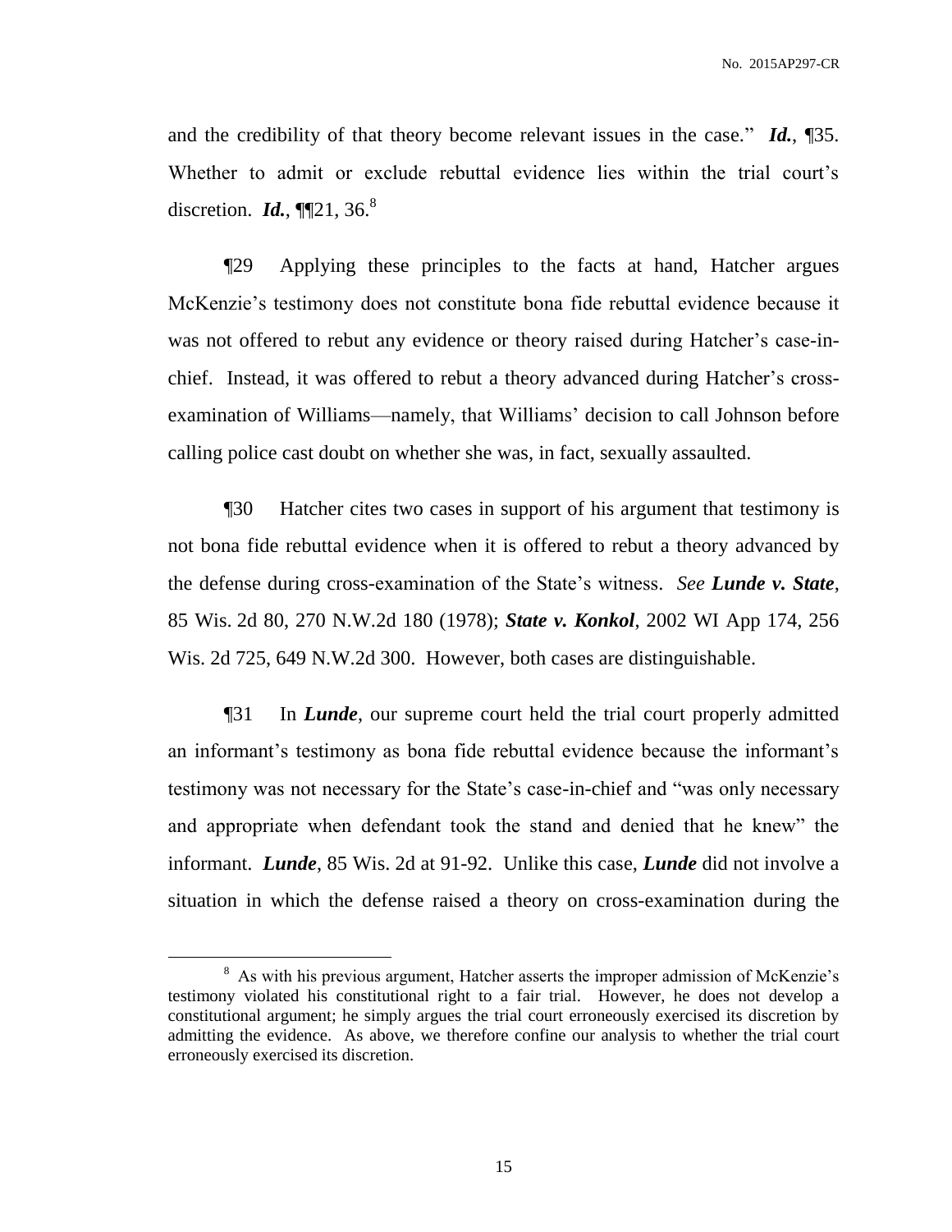and the credibility of that theory become relevant issues in the case." ***Id.***, ¶35. Whether to admit or exclude rebuttal evidence lies within the trial court's discretion. ***Id.***, ¶¶21, 36.[8]

¶29 Applying these principles to the facts at hand, Hatcher argues McKenzie's testimony does not constitute bona fide rebuttal evidence because it was not offered to rebut any evidence or theory raised during Hatcher's case-in-chief. Instead, it was offered to rebut a theory advanced during Hatcher's cross-examination of Williams—namely, that Williams' decision to call Johnson before calling police cast doubt on whether she was, in fact, sexually assaulted.

¶30 Hatcher cites two cases in support of his argument that testimony is not bona fide rebuttal evidence when it is offered to rebut a theory advanced by the defense during cross-examination of the State's witness. *See* ***Lunde v. State***, 85 Wis. 2d 80, 270 N.W.2d 180 (1978); ***State v. Konkol***, 2002 WI App 174, 256 Wis. 2d 725, 649 N.W.2d 300. However, both cases are distinguishable.

¶31 In ***Lunde***, our supreme court held the trial court properly admitted an informant's testimony as bona fide rebuttal evidence because the informant's testimony was not necessary for the State's case-in-chief and "was only necessary and appropriate when defendant took the stand and denied that he knew" the informant. ***Lunde***, 85 Wis. 2d at 91-92. Unlike this case, ***Lunde*** did not involve a situation in which the defense raised a theory on cross-examination during the

---

[8] As with his previous argument, Hatcher asserts the improper admission of McKenzie's testimony violated his constitutional right to a fair trial. However, he does not develop a constitutional argument; he simply argues the trial court erroneously exercised its discretion by admitting the evidence. As above, we therefore confine our analysis to whether the trial court erroneously exercised its discretion.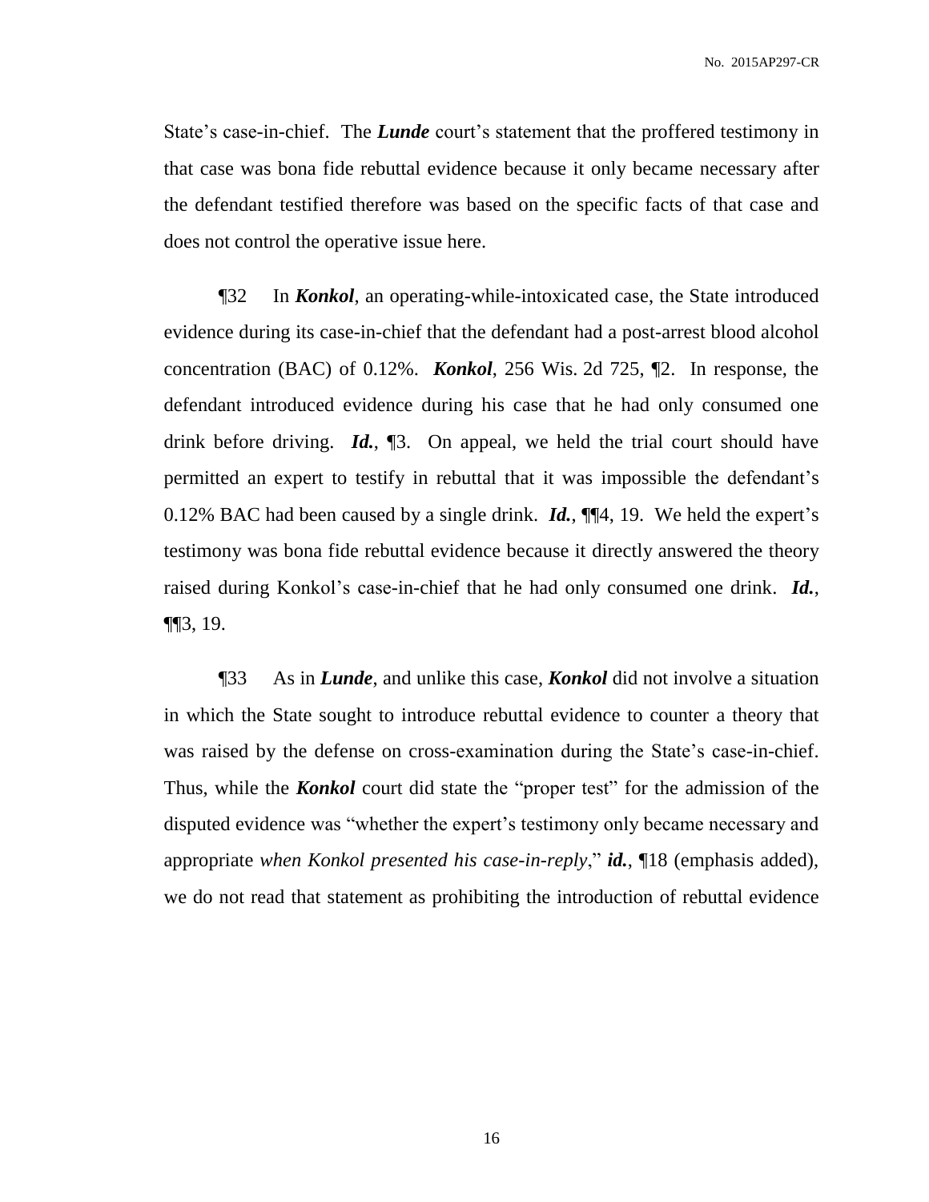State's case-in-chief. The ***Lunde*** court's statement that the proffered testimony in that case was bona fide rebuttal evidence because it only became necessary after the defendant testified therefore was based on the specific facts of that case and does not control the operative issue here.

¶32 In ***Konkol***, an operating-while-intoxicated case, the State introduced evidence during its case-in-chief that the defendant had a post-arrest blood alcohol concentration (BAC) of 0.12%. ***Konkol***, 256 Wis. 2d 725, ¶2. In response, the defendant introduced evidence during his case that he had only consumed one drink before driving. ***Id.***, ¶3. On appeal, we held the trial court should have permitted an expert to testify in rebuttal that it was impossible the defendant's 0.12% BAC had been caused by a single drink. ***Id.***, ¶¶4, 19. We held the expert's testimony was bona fide rebuttal evidence because it directly answered the theory raised during Konkol's case-in-chief that he had only consumed one drink. ***Id.***, ¶¶3, 19.

¶33 As in ***Lunde***, and unlike this case, ***Konkol*** did not involve a situation in which the State sought to introduce rebuttal evidence to counter a theory that was raised by the defense on cross-examination during the State's case-in-chief. Thus, while the ***Konkol*** court did state the "proper test" for the admission of the disputed evidence was "whether the expert's testimony only became necessary and appropriate *when Konkol presented his case-in-reply*," ***id.***, ¶18 (emphasis added), we do not read that statement as prohibiting the introduction of rebuttal evidence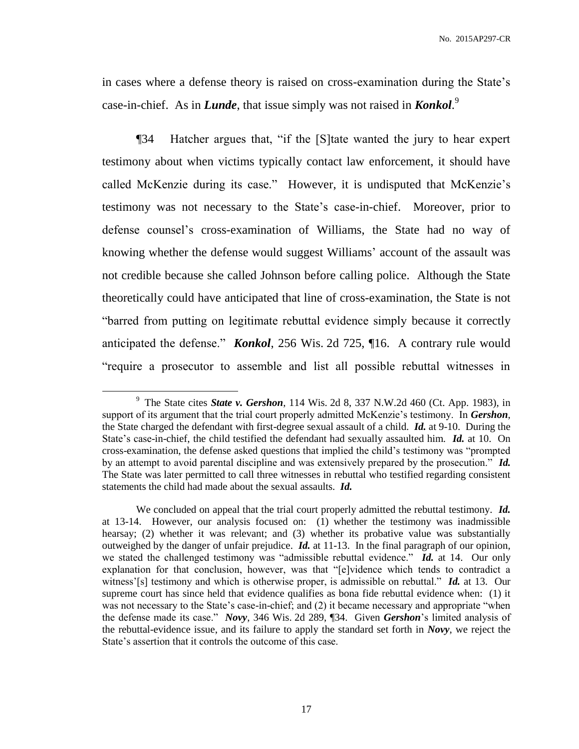in cases where a defense theory is raised on cross-examination during the State's case-in-chief. As in ***Lunde***, that issue simply was not raised in ***Konkol***.[9]

¶34 Hatcher argues that, "if the [S]tate wanted the jury to hear expert testimony about when victims typically contact law enforcement, it should have called McKenzie during its case." However, it is undisputed that McKenzie's testimony was not necessary to the State's case-in-chief. Moreover, prior to defense counsel's cross-examination of Williams, the State had no way of knowing whether the defense would suggest Williams' account of the assault was not credible because she called Johnson before calling police. Although the State theoretically could have anticipated that line of cross-examination, the State is not "barred from putting on legitimate rebuttal evidence simply because it correctly anticipated the defense." ***Konkol***, 256 Wis. 2d 725, ¶16. A contrary rule would "require a prosecutor to assemble and list all possible rebuttal witnesses in

---

[9] The State cites ***State v. Gershon***, 114 Wis. 2d 8, 337 N.W.2d 460 (Ct. App. 1983), in support of its argument that the trial court properly admitted McKenzie's testimony. In ***Gershon***, the State charged the defendant with first-degree sexual assault of a child. ***Id.*** at 9-10. During the State's case-in-chief, the child testified the defendant had sexually assaulted him. ***Id.*** at 10. On cross-examination, the defense asked questions that implied the child's testimony was "prompted by an attempt to avoid parental discipline and was extensively prepared by the prosecution." ***Id.*** The State was later permitted to call three witnesses in rebuttal who testified regarding consistent statements the child had made about the sexual assaults. ***Id.***

We concluded on appeal that the trial court properly admitted the rebuttal testimony. ***Id.*** at 13-14. However, our analysis focused on: (1) whether the testimony was inadmissible hearsay; (2) whether it was relevant; and (3) whether its probative value was substantially outweighed by the danger of unfair prejudice. ***Id.*** at 11-13. In the final paragraph of our opinion, we stated the challenged testimony was "admissible rebuttal evidence." ***Id.*** at 14. Our only explanation for that conclusion, however, was that "[e]vidence which tends to contradict a witness'[s] testimony and which is otherwise proper, is admissible on rebuttal." ***Id.*** at 13. Our supreme court has since held that evidence qualifies as bona fide rebuttal evidence when: (1) it was not necessary to the State's case-in-chief; and (2) it became necessary and appropriate "when the defense made its case." ***Novy***, 346 Wis. 2d 289, ¶34. Given ***Gershon***'s limited analysis of the rebuttal-evidence issue, and its failure to apply the standard set forth in ***Novy***, we reject the State's assertion that it controls the outcome of this case.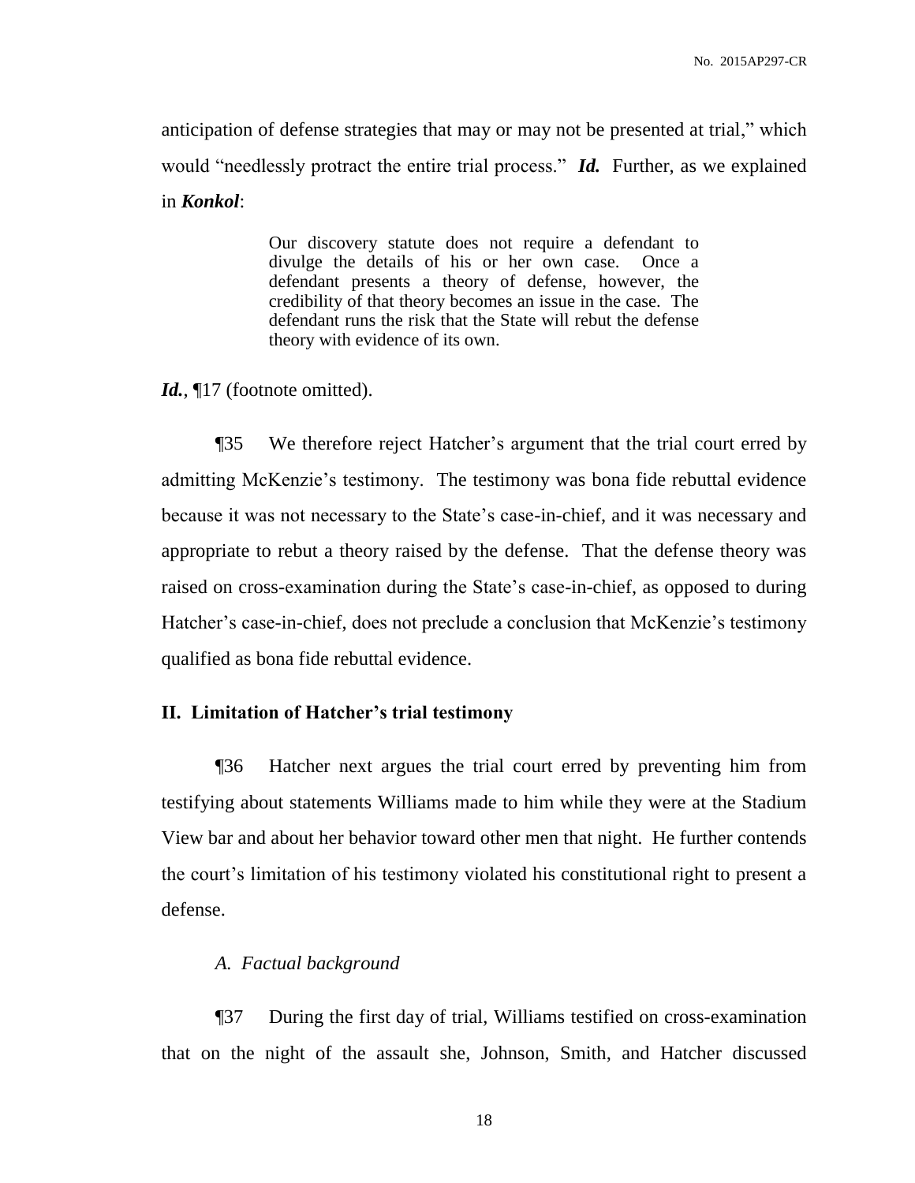anticipation of defense strategies that may or may not be presented at trial," which would "needlessly protract the entire trial process." ***Id.*** Further, as we explained in ***Konkol***:

> Our discovery statute does not require a defendant to divulge the details of his or her own case. Once a defendant presents a theory of defense, however, the credibility of that theory becomes an issue in the case. The defendant runs the risk that the State will rebut the defense theory with evidence of its own.

***Id.***, ¶17 (footnote omitted).

¶35 We therefore reject Hatcher's argument that the trial court erred by admitting McKenzie's testimony. The testimony was bona fide rebuttal evidence because it was not necessary to the State's case-in-chief, and it was necessary and appropriate to rebut a theory raised by the defense. That the defense theory was raised on cross-examination during the State's case-in-chief, as opposed to during Hatcher's case-in-chief, does not preclude a conclusion that McKenzie's testimony qualified as bona fide rebuttal evidence.

## II. Limitation of Hatcher's trial testimony

¶36 Hatcher next argues the trial court erred by preventing him from testifying about statements Williams made to him while they were at the Stadium View bar and about her behavior toward other men that night. He further contends the court's limitation of his testimony violated his constitutional right to present a defense.

### *A. Factual background*

¶37 During the first day of trial, Williams testified on cross-examination that on the night of the assault she, Johnson, Smith, and Hatcher discussed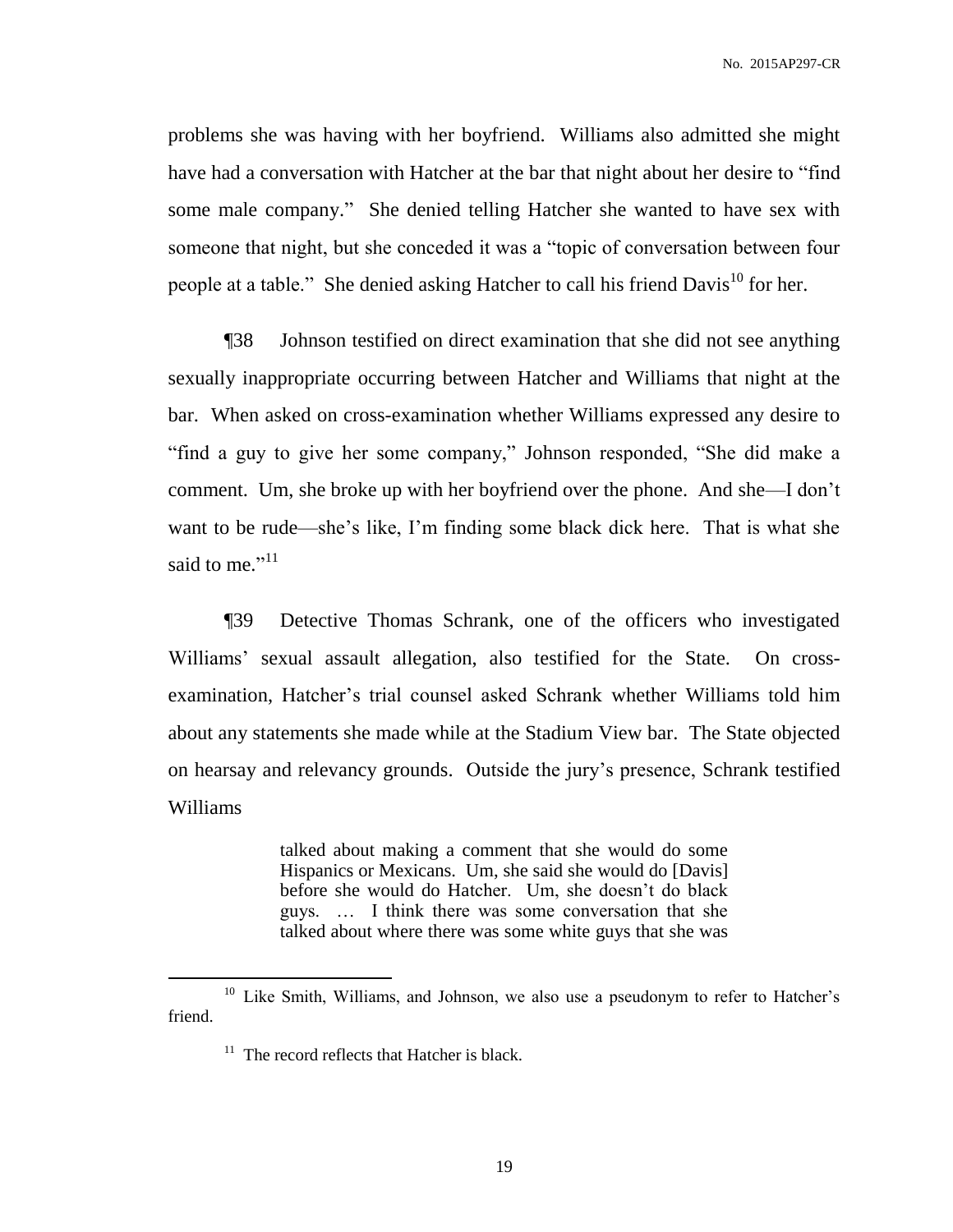problems she was having with her boyfriend. Williams also admitted she might have had a conversation with Hatcher at the bar that night about her desire to "find some male company." She denied telling Hatcher she wanted to have sex with someone that night, but she conceded it was a "topic of conversation between four people at a table." She denied asking Hatcher to call his friend Davis[10] for her.

¶38 Johnson testified on direct examination that she did not see anything sexually inappropriate occurring between Hatcher and Williams that night at the bar. When asked on cross-examination whether Williams expressed any desire to "find a guy to give her some company," Johnson responded, "She did make a comment. Um, she broke up with her boyfriend over the phone. And she—I don't want to be rude—she's like, I'm finding some black dick here. That is what she said to me."[11]

¶39 Detective Thomas Schrank, one of the officers who investigated Williams' sexual assault allegation, also testified for the State. On cross-examination, Hatcher's trial counsel asked Schrank whether Williams told him about any statements she made while at the Stadium View bar. The State objected on hearsay and relevancy grounds. Outside the jury's presence, Schrank testified Williams

> talked about making a comment that she would do some Hispanics or Mexicans. Um, she said she would do [Davis] before she would do Hatcher. Um, she doesn't do black guys. … I think there was some conversation that she talked about where there was some white guys that she was

---

[10] Like Smith, Williams, and Johnson, we also use a pseudonym to refer to Hatcher's friend.

[11] The record reflects that Hatcher is black.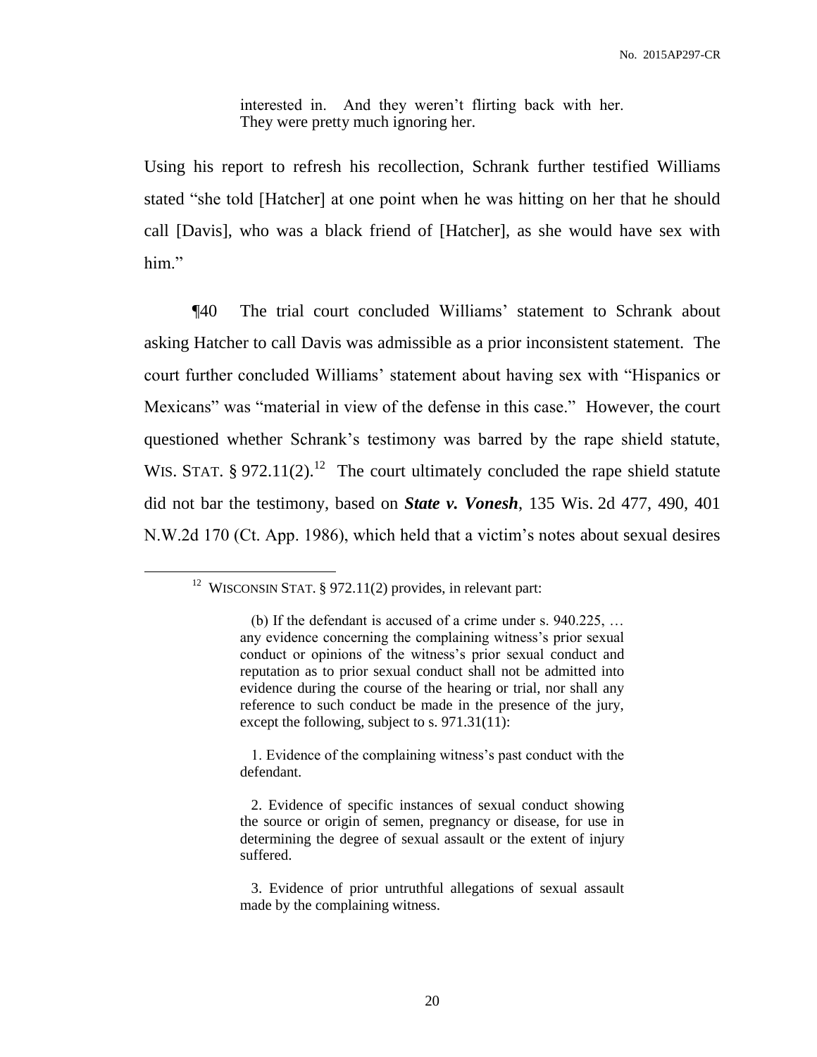> interested in. And they weren't flirting back with her. They were pretty much ignoring her.

Using his report to refresh his recollection, Schrank further testified Williams stated "she told [Hatcher] at one point when he was hitting on her that he should call [Davis], who was a black friend of [Hatcher], as she would have sex with him."

¶40 The trial court concluded Williams' statement to Schrank about asking Hatcher to call Davis was admissible as a prior inconsistent statement. The court further concluded Williams' statement about having sex with "Hispanics or Mexicans" was "material in view of the defense in this case." However, the court questioned whether Schrank's testimony was barred by the rape shield statute, WIS. STAT. § 972.11(2).[12] The court ultimately concluded the rape shield statute did not bar the testimony, based on ***State v. Vonesh***, 135 Wis. 2d 477, 490, 401 N.W.2d 170 (Ct. App. 1986), which held that a victim's notes about sexual desires

---

[12] WISCONSIN STAT. § 972.11(2) provides, in relevant part:

> (b) If the defendant is accused of a crime under s. 940.225, … any evidence concerning the complaining witness's prior sexual conduct or opinions of the witness's prior sexual conduct and reputation as to prior sexual conduct shall not be admitted into evidence during the course of the hearing or trial, nor shall any reference to such conduct be made in the presence of the jury, except the following, subject to s. 971.31(11):
>
> 1. Evidence of the complaining witness's past conduct with the defendant.
>
> 2. Evidence of specific instances of sexual conduct showing the source or origin of semen, pregnancy or disease, for use in determining the degree of sexual assault or the extent of injury suffered.
>
> 3. Evidence of prior untruthful allegations of sexual assault made by the complaining witness.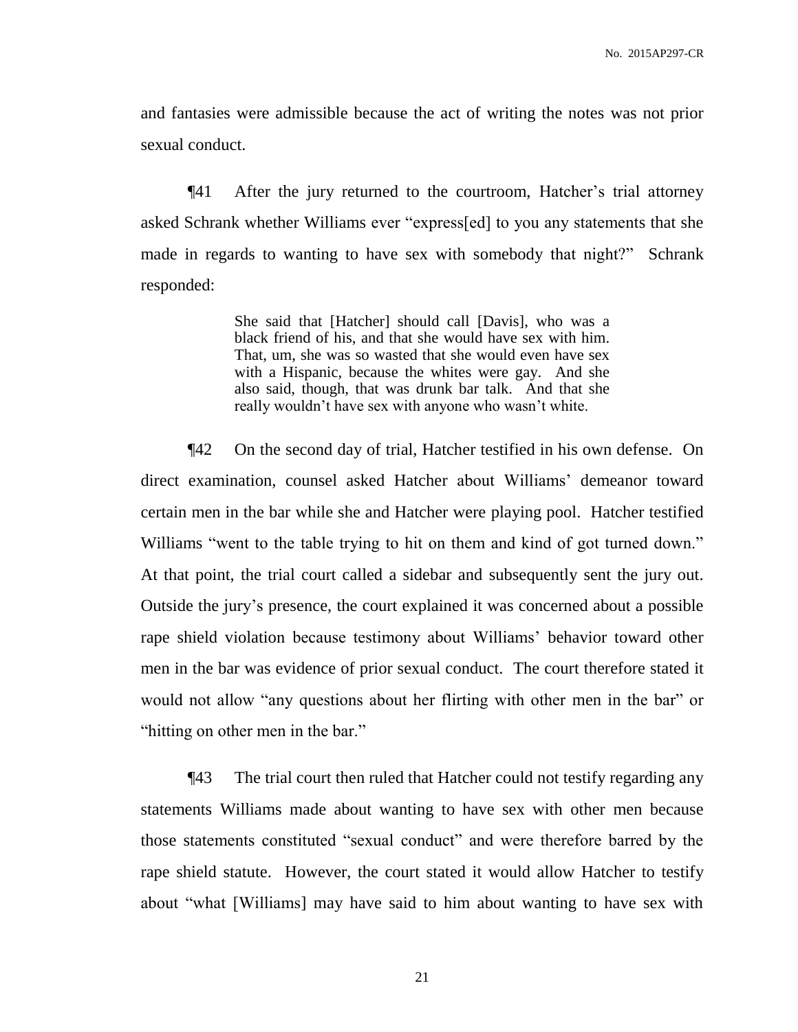and fantasies were admissible because the act of writing the notes was not prior sexual conduct.

¶41 After the jury returned to the courtroom, Hatcher's trial attorney asked Schrank whether Williams ever "express[ed] to you any statements that she made in regards to wanting to have sex with somebody that night?" Schrank responded:

> She said that [Hatcher] should call [Davis], who was a black friend of his, and that she would have sex with him. That, um, she was so wasted that she would even have sex with a Hispanic, because the whites were gay. And she also said, though, that was drunk bar talk. And that she really wouldn't have sex with anyone who wasn't white.

¶42 On the second day of trial, Hatcher testified in his own defense. On direct examination, counsel asked Hatcher about Williams' demeanor toward certain men in the bar while she and Hatcher were playing pool. Hatcher testified Williams "went to the table trying to hit on them and kind of got turned down." At that point, the trial court called a sidebar and subsequently sent the jury out. Outside the jury's presence, the court explained it was concerned about a possible rape shield violation because testimony about Williams' behavior toward other men in the bar was evidence of prior sexual conduct. The court therefore stated it would not allow "any questions about her flirting with other men in the bar" or "hitting on other men in the bar."

¶43 The trial court then ruled that Hatcher could not testify regarding any statements Williams made about wanting to have sex with other men because those statements constituted "sexual conduct" and were therefore barred by the rape shield statute. However, the court stated it would allow Hatcher to testify about "what [Williams] may have said to him about wanting to have sex with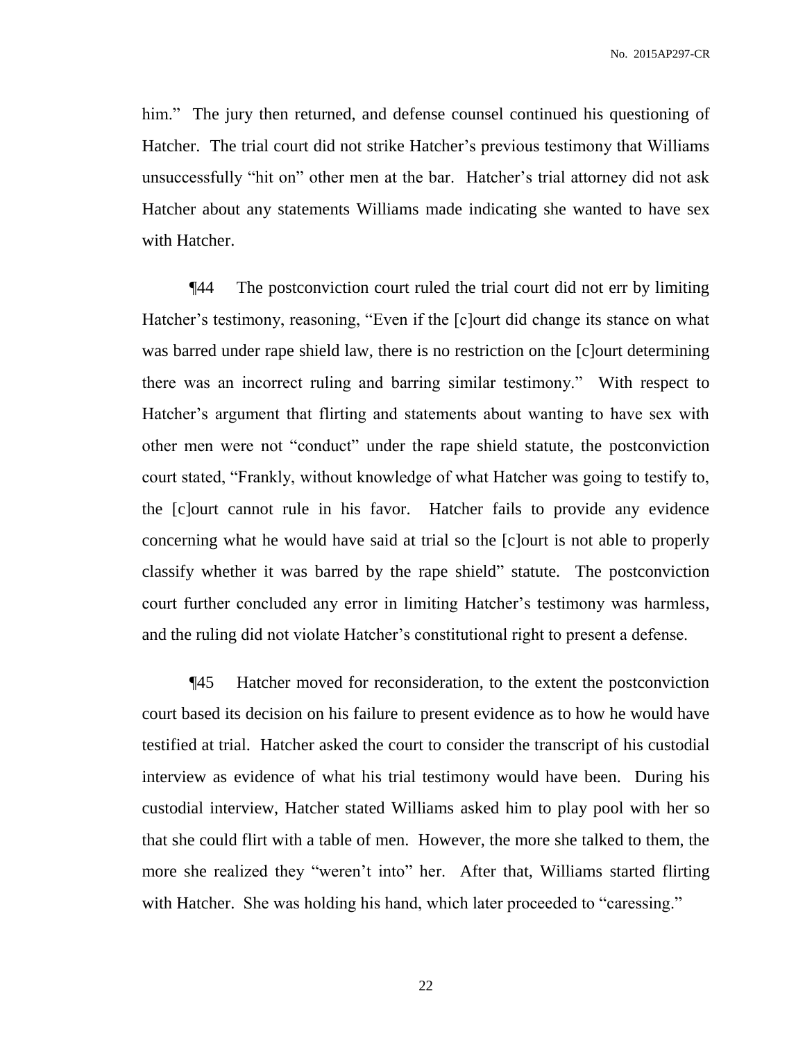him." The jury then returned, and defense counsel continued his questioning of Hatcher. The trial court did not strike Hatcher's previous testimony that Williams unsuccessfully "hit on" other men at the bar. Hatcher's trial attorney did not ask Hatcher about any statements Williams made indicating she wanted to have sex with Hatcher.

¶44 The postconviction court ruled the trial court did not err by limiting Hatcher's testimony, reasoning, "Even if the [c]ourt did change its stance on what was barred under rape shield law, there is no restriction on the [c]ourt determining there was an incorrect ruling and barring similar testimony." With respect to Hatcher's argument that flirting and statements about wanting to have sex with other men were not "conduct" under the rape shield statute, the postconviction court stated, "Frankly, without knowledge of what Hatcher was going to testify to, the [c]ourt cannot rule in his favor. Hatcher fails to provide any evidence concerning what he would have said at trial so the [c]ourt is not able to properly classify whether it was barred by the rape shield" statute. The postconviction court further concluded any error in limiting Hatcher's testimony was harmless, and the ruling did not violate Hatcher's constitutional right to present a defense.

¶45 Hatcher moved for reconsideration, to the extent the postconviction court based its decision on his failure to present evidence as to how he would have testified at trial. Hatcher asked the court to consider the transcript of his custodial interview as evidence of what his trial testimony would have been. During his custodial interview, Hatcher stated Williams asked him to play pool with her so that she could flirt with a table of men. However, the more she talked to them, the more she realized they "weren't into" her. After that, Williams started flirting with Hatcher. She was holding his hand, which later proceeded to "caressing."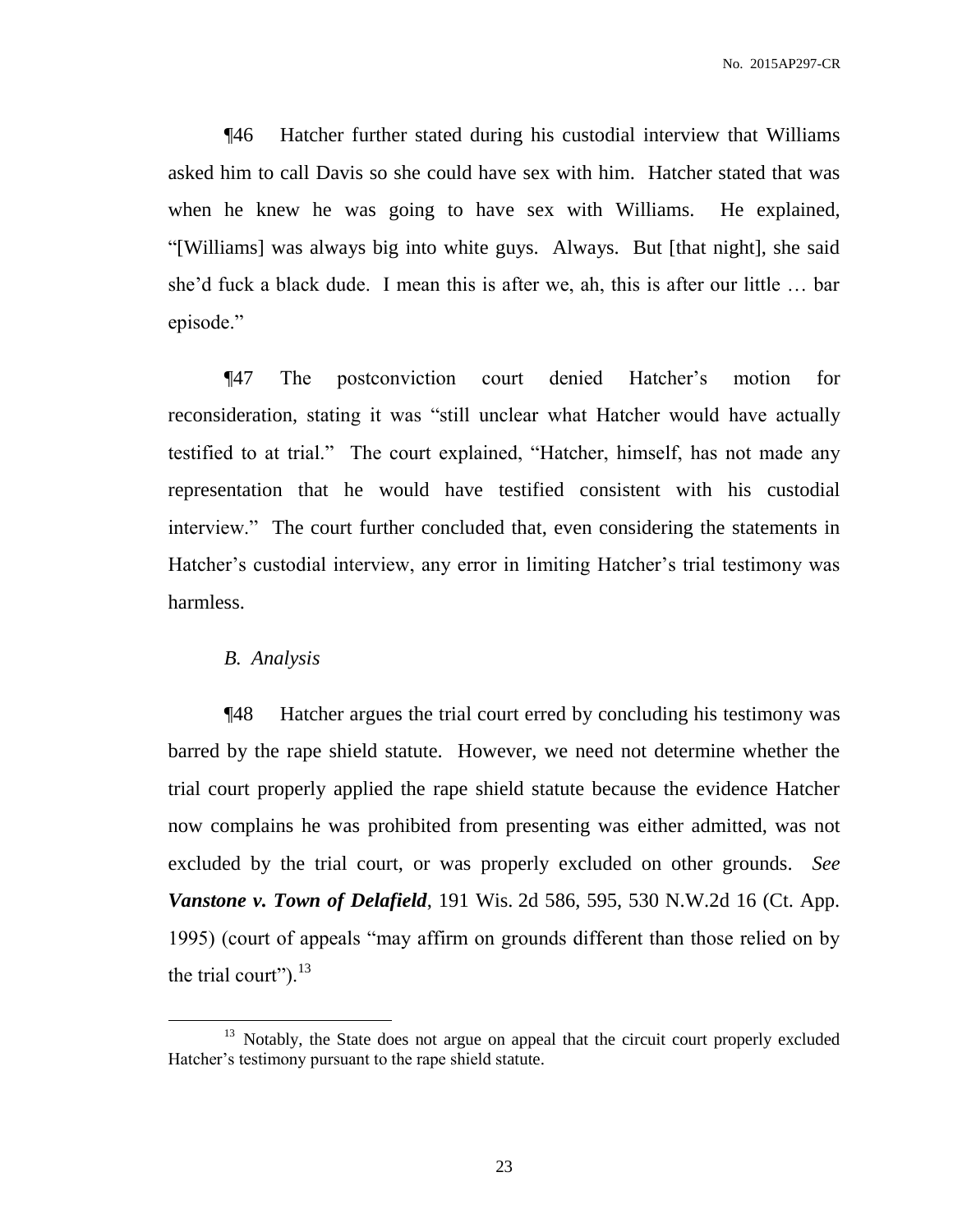¶46 Hatcher further stated during his custodial interview that Williams asked him to call Davis so she could have sex with him. Hatcher stated that was when he knew he was going to have sex with Williams. He explained, "[Williams] was always big into white guys. Always. But [that night], she said she'd fuck a black dude. I mean this is after we, ah, this is after our little … bar episode."

¶47 The postconviction court denied Hatcher's motion for reconsideration, stating it was "still unclear what Hatcher would have actually testified to at trial." The court explained, "Hatcher, himself, has not made any representation that he would have testified consistent with his custodial interview." The court further concluded that, even considering the statements in Hatcher's custodial interview, any error in limiting Hatcher's trial testimony was harmless.

### *B. Analysis*

¶48 Hatcher argues the trial court erred by concluding his testimony was barred by the rape shield statute. However, we need not determine whether the trial court properly applied the rape shield statute because the evidence Hatcher now complains he was prohibited from presenting was either admitted, was not excluded by the trial court, or was properly excluded on other grounds. *See* ***Vanstone v. Town of Delafield***, 191 Wis. 2d 586, 595, 530 N.W.2d 16 (Ct. App. 1995) (court of appeals "may affirm on grounds different than those relied on by the trial court").[13]

[13] Notably, the State does not argue on appeal that the circuit court properly excluded Hatcher's testimony pursuant to the rape shield statute.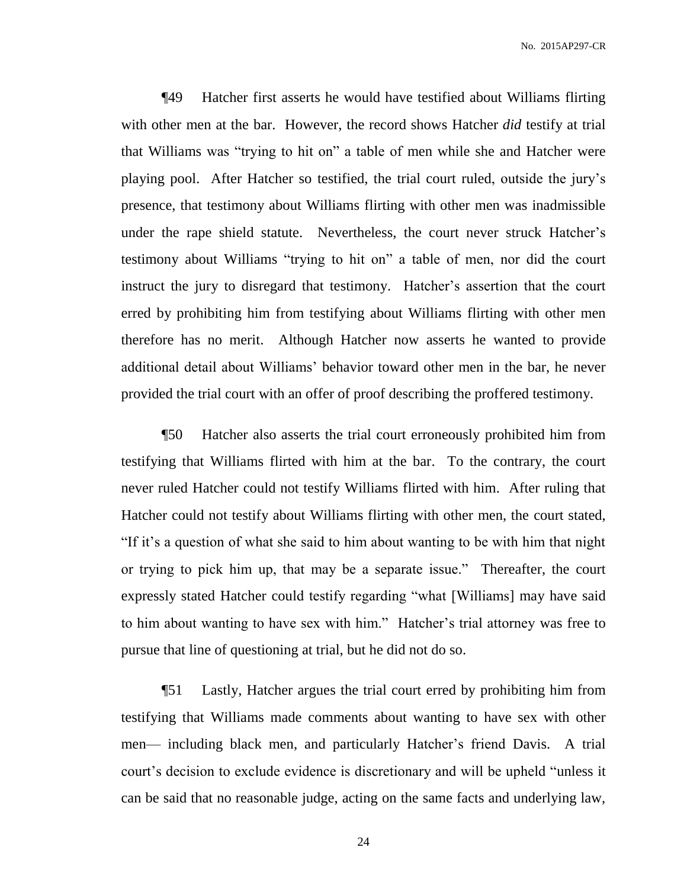¶49 Hatcher first asserts he would have testified about Williams flirting with other men at the bar. However, the record shows Hatcher *did* testify at trial that Williams was "trying to hit on" a table of men while she and Hatcher were playing pool. After Hatcher so testified, the trial court ruled, outside the jury's presence, that testimony about Williams flirting with other men was inadmissible under the rape shield statute. Nevertheless, the court never struck Hatcher's testimony about Williams "trying to hit on" a table of men, nor did the court instruct the jury to disregard that testimony. Hatcher's assertion that the court erred by prohibiting him from testifying about Williams flirting with other men therefore has no merit. Although Hatcher now asserts he wanted to provide additional detail about Williams' behavior toward other men in the bar, he never provided the trial court with an offer of proof describing the proffered testimony.

¶50 Hatcher also asserts the trial court erroneously prohibited him from testifying that Williams flirted with him at the bar. To the contrary, the court never ruled Hatcher could not testify Williams flirted with him. After ruling that Hatcher could not testify about Williams flirting with other men, the court stated, "If it's a question of what she said to him about wanting to be with him that night or trying to pick him up, that may be a separate issue." Thereafter, the court expressly stated Hatcher could testify regarding "what [Williams] may have said to him about wanting to have sex with him." Hatcher's trial attorney was free to pursue that line of questioning at trial, but he did not do so.

¶51 Lastly, Hatcher argues the trial court erred by prohibiting him from testifying that Williams made comments about wanting to have sex with other men— including black men, and particularly Hatcher's friend Davis. A trial court's decision to exclude evidence is discretionary and will be upheld "unless it can be said that no reasonable judge, acting on the same facts and underlying law,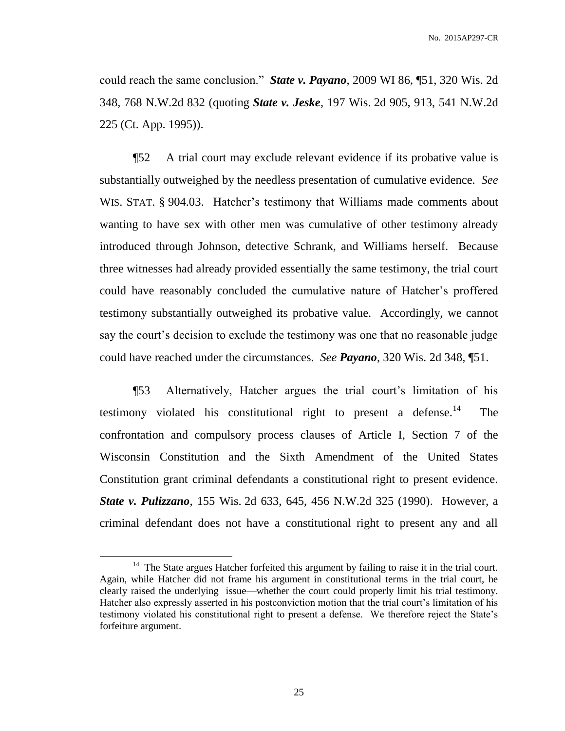could reach the same conclusion." ***State v. Payano***, 2009 WI 86, ¶51, 320 Wis. 2d 348, 768 N.W.2d 832 (quoting ***State v. Jeske***, 197 Wis. 2d 905, 913, 541 N.W.2d 225 (Ct. App. 1995)).

¶52 A trial court may exclude relevant evidence if its probative value is substantially outweighed by the needless presentation of cumulative evidence. *See* WIS. STAT. § 904.03. Hatcher's testimony that Williams made comments about wanting to have sex with other men was cumulative of other testimony already introduced through Johnson, detective Schrank, and Williams herself. Because three witnesses had already provided essentially the same testimony, the trial court could have reasonably concluded the cumulative nature of Hatcher's proffered testimony substantially outweighed its probative value. Accordingly, we cannot say the court's decision to exclude the testimony was one that no reasonable judge could have reached under the circumstances. *See* ***Payano***, 320 Wis. 2d 348, ¶51.

¶53 Alternatively, Hatcher argues the trial court's limitation of his testimony violated his constitutional right to present a defense.[14] The confrontation and compulsory process clauses of Article I, Section 7 of the Wisconsin Constitution and the Sixth Amendment of the United States Constitution grant criminal defendants a constitutional right to present evidence. ***State v. Pulizzano***, 155 Wis. 2d 633, 645, 456 N.W.2d 325 (1990). However, a criminal defendant does not have a constitutional right to present any and all

[14] The State argues Hatcher forfeited this argument by failing to raise it in the trial court. Again, while Hatcher did not frame his argument in constitutional terms in the trial court, he clearly raised the underlying issue—whether the court could properly limit his trial testimony. Hatcher also expressly asserted in his postconviction motion that the trial court's limitation of his testimony violated his constitutional right to present a defense. We therefore reject the State's forfeiture argument.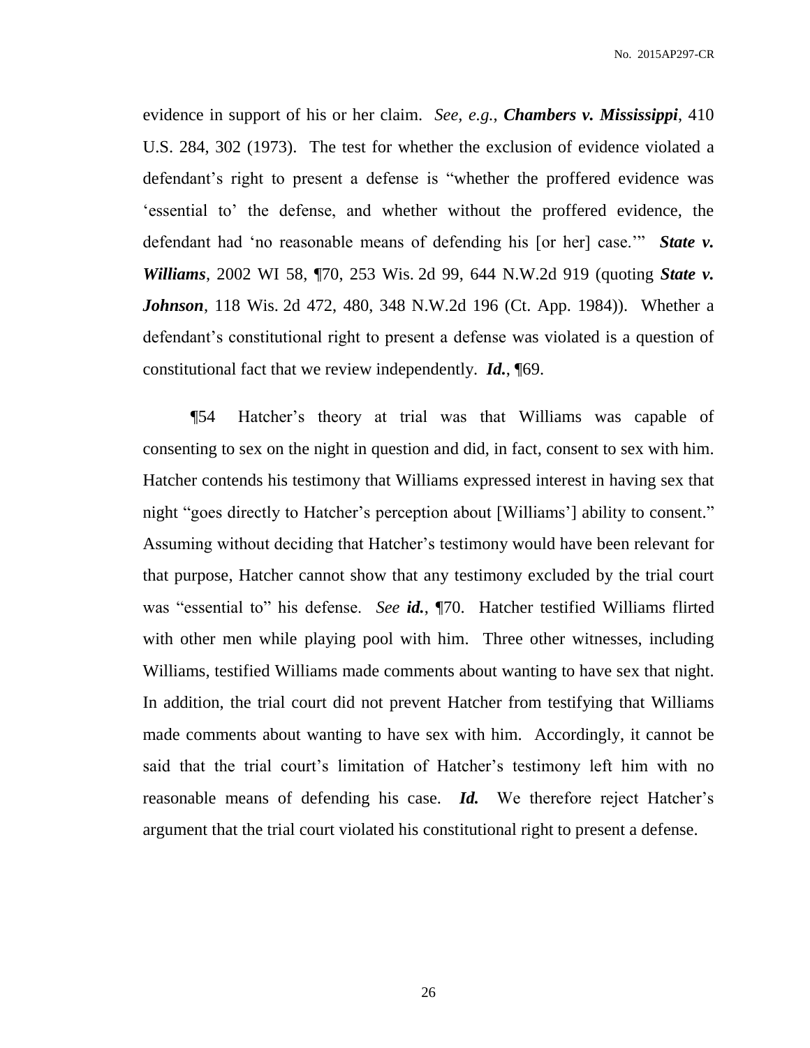evidence in support of his or her claim. *See, e.g.*, ***Chambers v. Mississippi***, 410 U.S. 284, 302 (1973). The test for whether the exclusion of evidence violated a defendant's right to present a defense is "whether the proffered evidence was 'essential to' the defense, and whether without the proffered evidence, the defendant had 'no reasonable means of defending his [or her] case.'" ***State v. Williams***, 2002 WI 58, ¶70, 253 Wis. 2d 99, 644 N.W.2d 919 (quoting ***State v. Johnson***, 118 Wis. 2d 472, 480, 348 N.W.2d 196 (Ct. App. 1984)). Whether a defendant's constitutional right to present a defense was violated is a question of constitutional fact that we review independently. ***Id.***, ¶69.

¶54 Hatcher's theory at trial was that Williams was capable of consenting to sex on the night in question and did, in fact, consent to sex with him. Hatcher contends his testimony that Williams expressed interest in having sex that night "goes directly to Hatcher's perception about [Williams'] ability to consent." Assuming without deciding that Hatcher's testimony would have been relevant for that purpose, Hatcher cannot show that any testimony excluded by the trial court was "essential to" his defense. *See* ***id.***, ¶70. Hatcher testified Williams flirted with other men while playing pool with him. Three other witnesses, including Williams, testified Williams made comments about wanting to have sex that night. In addition, the trial court did not prevent Hatcher from testifying that Williams made comments about wanting to have sex with him. Accordingly, it cannot be said that the trial court's limitation of Hatcher's testimony left him with no reasonable means of defending his case. ***Id.*** We therefore reject Hatcher's argument that the trial court violated his constitutional right to present a defense.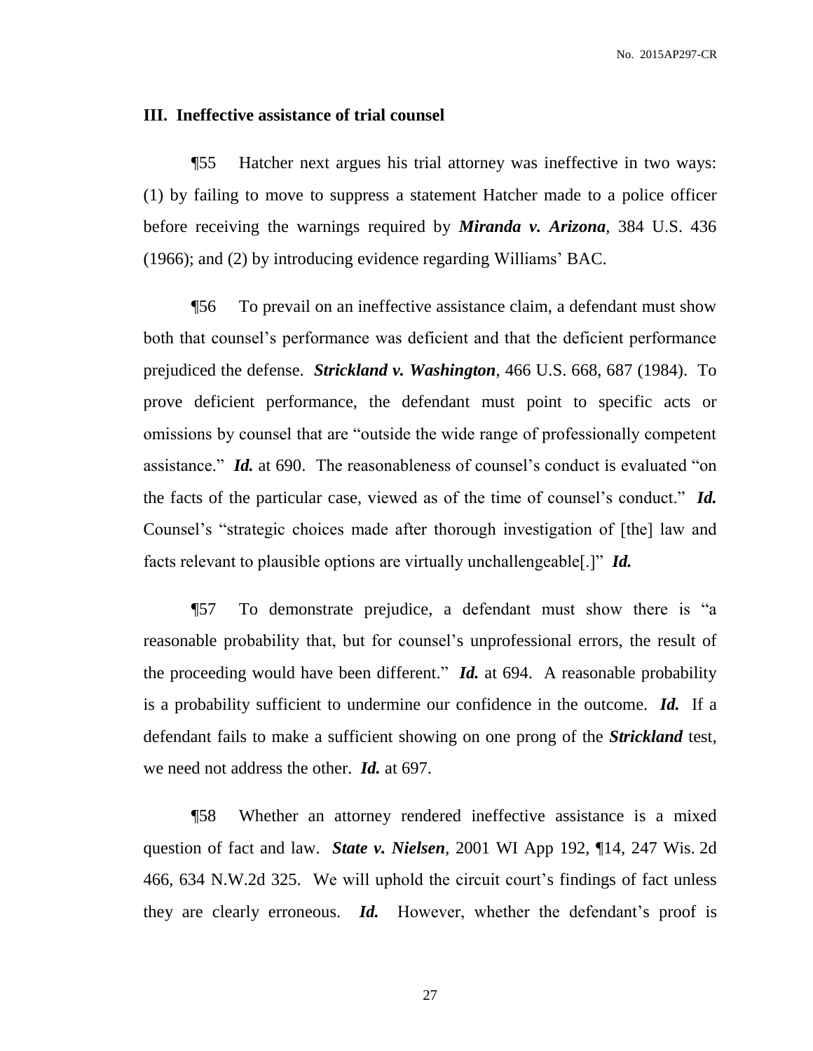### III. Ineffective assistance of trial counsel

¶55 Hatcher next argues his trial attorney was ineffective in two ways: (1) by failing to move to suppress a statement Hatcher made to a police officer before receiving the warnings required by ***Miranda v. Arizona***, 384 U.S. 436 (1966); and (2) by introducing evidence regarding Williams' BAC.

¶56 To prevail on an ineffective assistance claim, a defendant must show both that counsel's performance was deficient and that the deficient performance prejudiced the defense. ***Strickland v. Washington***, 466 U.S. 668, 687 (1984). To prove deficient performance, the defendant must point to specific acts or omissions by counsel that are "outside the wide range of professionally competent assistance." ***Id.*** at 690. The reasonableness of counsel's conduct is evaluated "on the facts of the particular case, viewed as of the time of counsel's conduct." ***Id.*** Counsel's "strategic choices made after thorough investigation of [the] law and facts relevant to plausible options are virtually unchallengeable[.]" ***Id.***

¶57 To demonstrate prejudice, a defendant must show there is "a reasonable probability that, but for counsel's unprofessional errors, the result of the proceeding would have been different." ***Id.*** at 694. A reasonable probability is a probability sufficient to undermine our confidence in the outcome. ***Id.*** If a defendant fails to make a sufficient showing on one prong of the ***Strickland*** test, we need not address the other. ***Id.*** at 697.

¶58 Whether an attorney rendered ineffective assistance is a mixed question of fact and law. ***State v. Nielsen***, 2001 WI App 192, ¶14, 247 Wis. 2d 466, 634 N.W.2d 325. We will uphold the circuit court's findings of fact unless they are clearly erroneous. ***Id.*** However, whether the defendant's proof is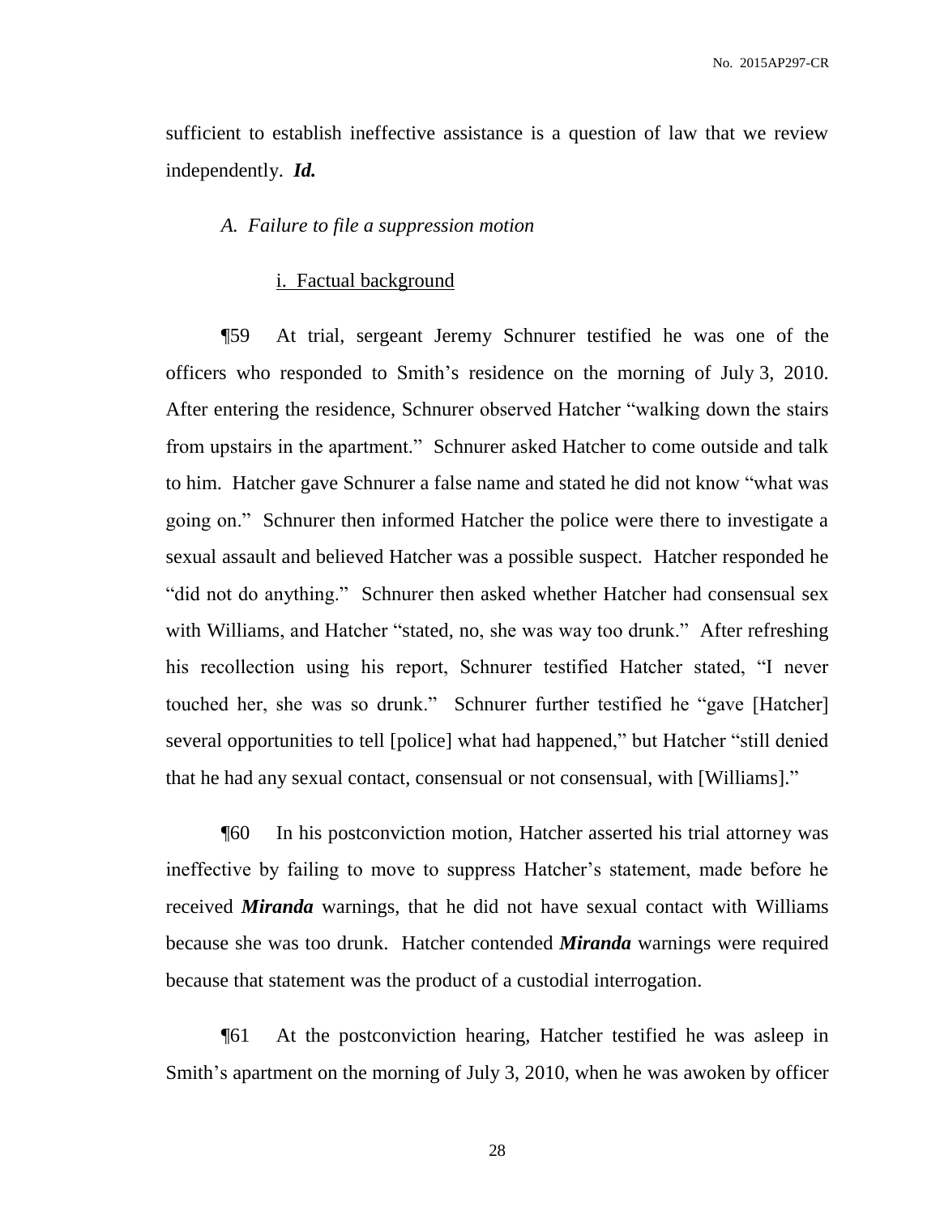sufficient to establish ineffective assistance is a question of law that we review independently. ***Id.***

*A. Failure to file a suppression motion*

i. Factual background

¶59 At trial, sergeant Jeremy Schnurer testified he was one of the officers who responded to Smith's residence on the morning of July 3, 2010. After entering the residence, Schnurer observed Hatcher "walking down the stairs from upstairs in the apartment." Schnurer asked Hatcher to come outside and talk to him. Hatcher gave Schnurer a false name and stated he did not know "what was going on." Schnurer then informed Hatcher the police were there to investigate a sexual assault and believed Hatcher was a possible suspect. Hatcher responded he "did not do anything." Schnurer then asked whether Hatcher had consensual sex with Williams, and Hatcher "stated, no, she was way too drunk." After refreshing his recollection using his report, Schnurer testified Hatcher stated, "I never touched her, she was so drunk." Schnurer further testified he "gave [Hatcher] several opportunities to tell [police] what had happened," but Hatcher "still denied that he had any sexual contact, consensual or not consensual, with [Williams]."

¶60 In his postconviction motion, Hatcher asserted his trial attorney was ineffective by failing to move to suppress Hatcher's statement, made before he received ***Miranda*** warnings, that he did not have sexual contact with Williams because she was too drunk. Hatcher contended ***Miranda*** warnings were required because that statement was the product of a custodial interrogation.

¶61 At the postconviction hearing, Hatcher testified he was asleep in Smith's apartment on the morning of July 3, 2010, when he was awoken by officer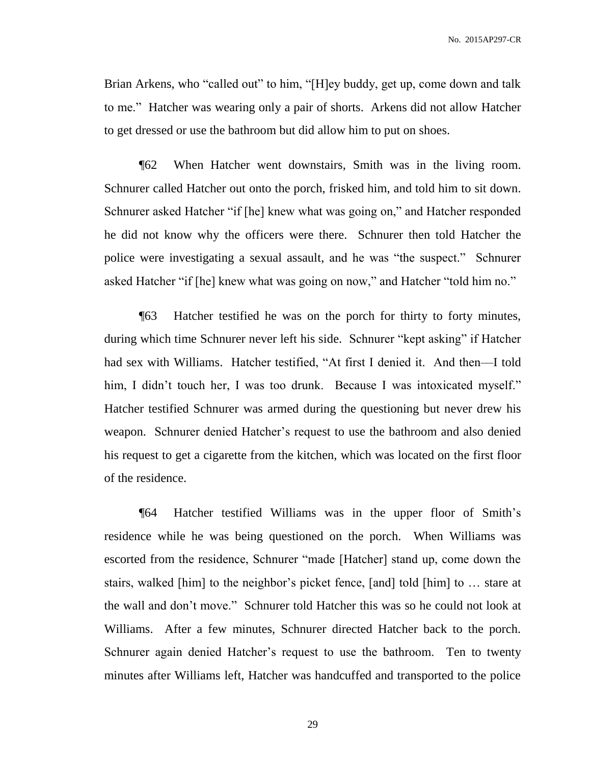Brian Arkens, who "called out" to him, "[H]ey buddy, get up, come down and talk to me." Hatcher was wearing only a pair of shorts. Arkens did not allow Hatcher to get dressed or use the bathroom but did allow him to put on shoes.

¶62 When Hatcher went downstairs, Smith was in the living room. Schnurer called Hatcher out onto the porch, frisked him, and told him to sit down. Schnurer asked Hatcher "if [he] knew what was going on," and Hatcher responded he did not know why the officers were there. Schnurer then told Hatcher the police were investigating a sexual assault, and he was "the suspect." Schnurer asked Hatcher "if [he] knew what was going on now," and Hatcher "told him no."

¶63 Hatcher testified he was on the porch for thirty to forty minutes, during which time Schnurer never left his side. Schnurer "kept asking" if Hatcher had sex with Williams. Hatcher testified, "At first I denied it. And then—I told him, I didn't touch her, I was too drunk. Because I was intoxicated myself." Hatcher testified Schnurer was armed during the questioning but never drew his weapon. Schnurer denied Hatcher's request to use the bathroom and also denied his request to get a cigarette from the kitchen, which was located on the first floor of the residence.

¶64 Hatcher testified Williams was in the upper floor of Smith's residence while he was being questioned on the porch. When Williams was escorted from the residence, Schnurer "made [Hatcher] stand up, come down the stairs, walked [him] to the neighbor's picket fence, [and] told [him] to … stare at the wall and don't move." Schnurer told Hatcher this was so he could not look at Williams. After a few minutes, Schnurer directed Hatcher back to the porch. Schnurer again denied Hatcher's request to use the bathroom. Ten to twenty minutes after Williams left, Hatcher was handcuffed and transported to the police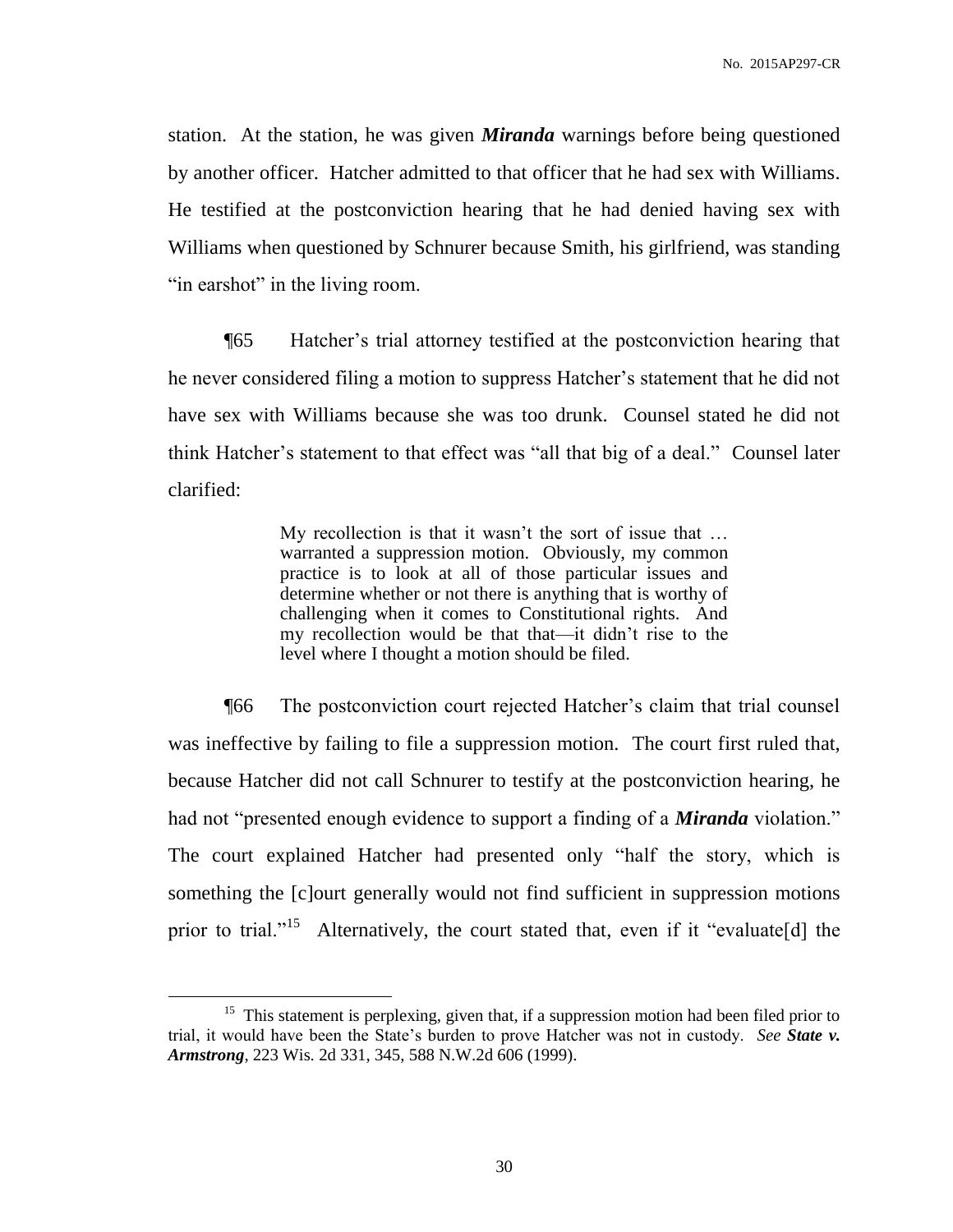station. At the station, he was given ***Miranda*** warnings before being questioned by another officer. Hatcher admitted to that officer that he had sex with Williams. He testified at the postconviction hearing that he had denied having sex with Williams when questioned by Schnurer because Smith, his girlfriend, was standing "in earshot" in the living room.

¶65 Hatcher's trial attorney testified at the postconviction hearing that he never considered filing a motion to suppress Hatcher's statement that he did not have sex with Williams because she was too drunk. Counsel stated he did not think Hatcher's statement to that effect was "all that big of a deal." Counsel later clarified:

> My recollection is that it wasn't the sort of issue that … warranted a suppression motion. Obviously, my common practice is to look at all of those particular issues and determine whether or not there is anything that is worthy of challenging when it comes to Constitutional rights. And my recollection would be that that—it didn't rise to the level where I thought a motion should be filed.

¶66 The postconviction court rejected Hatcher's claim that trial counsel was ineffective by failing to file a suppression motion. The court first ruled that, because Hatcher did not call Schnurer to testify at the postconviction hearing, he had not "presented enough evidence to support a finding of a ***Miranda*** violation." The court explained Hatcher had presented only "half the story, which is something the [c]ourt generally would not find sufficient in suppression motions prior to trial."[15] Alternatively, the court stated that, even if it "evaluate[d] the

---

[15] This statement is perplexing, given that, if a suppression motion had been filed prior to trial, it would have been the State's burden to prove Hatcher was not in custody. *See* ***State v. Armstrong***, 223 Wis. 2d 331, 345, 588 N.W.2d 606 (1999).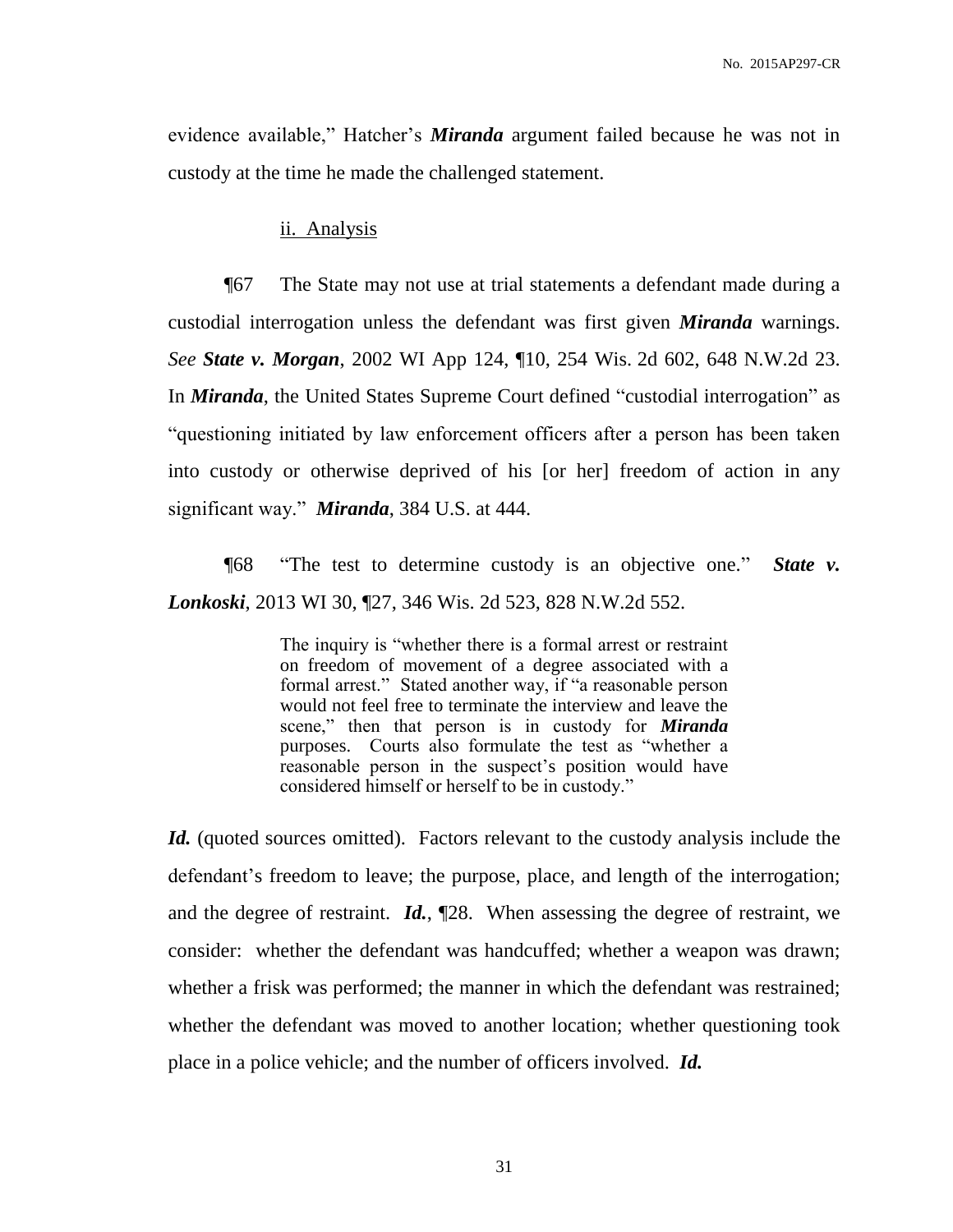evidence available," Hatcher's ***Miranda*** argument failed because he was not in custody at the time he made the challenged statement.

ii. Analysis

¶67 The State may not use at trial statements a defendant made during a custodial interrogation unless the defendant was first given ***Miranda*** warnings. *See* ***State v. Morgan***, 2002 WI App 124, ¶10, 254 Wis. 2d 602, 648 N.W.2d 23. In ***Miranda***, the United States Supreme Court defined "custodial interrogation" as "questioning initiated by law enforcement officers after a person has been taken into custody or otherwise deprived of his [or her] freedom of action in any significant way." ***Miranda***, 384 U.S. at 444.

¶68 "The test to determine custody is an objective one." ***State v. Lonkoski***, 2013 WI 30, ¶27, 346 Wis. 2d 523, 828 N.W.2d 552.

> The inquiry is "whether there is a formal arrest or restraint on freedom of movement of a degree associated with a formal arrest." Stated another way, if "a reasonable person would not feel free to terminate the interview and leave the scene," then that person is in custody for ***Miranda*** purposes. Courts also formulate the test as "whether a reasonable person in the suspect's position would have considered himself or herself to be in custody."

***Id.*** (quoted sources omitted). Factors relevant to the custody analysis include the defendant's freedom to leave; the purpose, place, and length of the interrogation; and the degree of restraint. ***Id.***, ¶28. When assessing the degree of restraint, we consider: whether the defendant was handcuffed; whether a weapon was drawn; whether a frisk was performed; the manner in which the defendant was restrained; whether the defendant was moved to another location; whether questioning took place in a police vehicle; and the number of officers involved. ***Id.***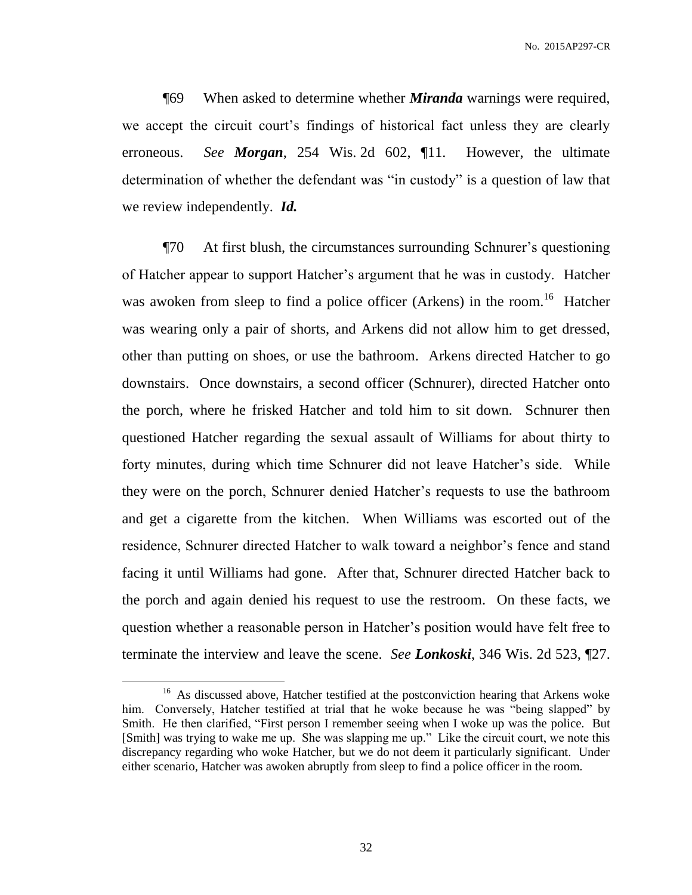¶69 When asked to determine whether ***Miranda*** warnings were required, we accept the circuit court's findings of historical fact unless they are clearly erroneous. *See* ***Morgan***, 254 Wis. 2d 602, ¶11. However, the ultimate determination of whether the defendant was "in custody" is a question of law that we review independently. ***Id.***

¶70 At first blush, the circumstances surrounding Schnurer's questioning of Hatcher appear to support Hatcher's argument that he was in custody. Hatcher was awoken from sleep to find a police officer (Arkens) in the room.[16] Hatcher was wearing only a pair of shorts, and Arkens did not allow him to get dressed, other than putting on shoes, or use the bathroom. Arkens directed Hatcher to go downstairs. Once downstairs, a second officer (Schnurer), directed Hatcher onto the porch, where he frisked Hatcher and told him to sit down. Schnurer then questioned Hatcher regarding the sexual assault of Williams for about thirty to forty minutes, during which time Schnurer did not leave Hatcher's side. While they were on the porch, Schnurer denied Hatcher's requests to use the bathroom and get a cigarette from the kitchen. When Williams was escorted out of the residence, Schnurer directed Hatcher to walk toward a neighbor's fence and stand facing it until Williams had gone. After that, Schnurer directed Hatcher back to the porch and again denied his request to use the restroom. On these facts, we question whether a reasonable person in Hatcher's position would have felt free to terminate the interview and leave the scene. *See* ***Lonkoski***, 346 Wis. 2d 523, ¶27.

[16] As discussed above, Hatcher testified at the postconviction hearing that Arkens woke him. Conversely, Hatcher testified at trial that he woke because he was "being slapped" by Smith. He then clarified, "First person I remember seeing when I woke up was the police. But [Smith] was trying to wake me up. She was slapping me up." Like the circuit court, we note this discrepancy regarding who woke Hatcher, but we do not deem it particularly significant. Under either scenario, Hatcher was awoken abruptly from sleep to find a police officer in the room.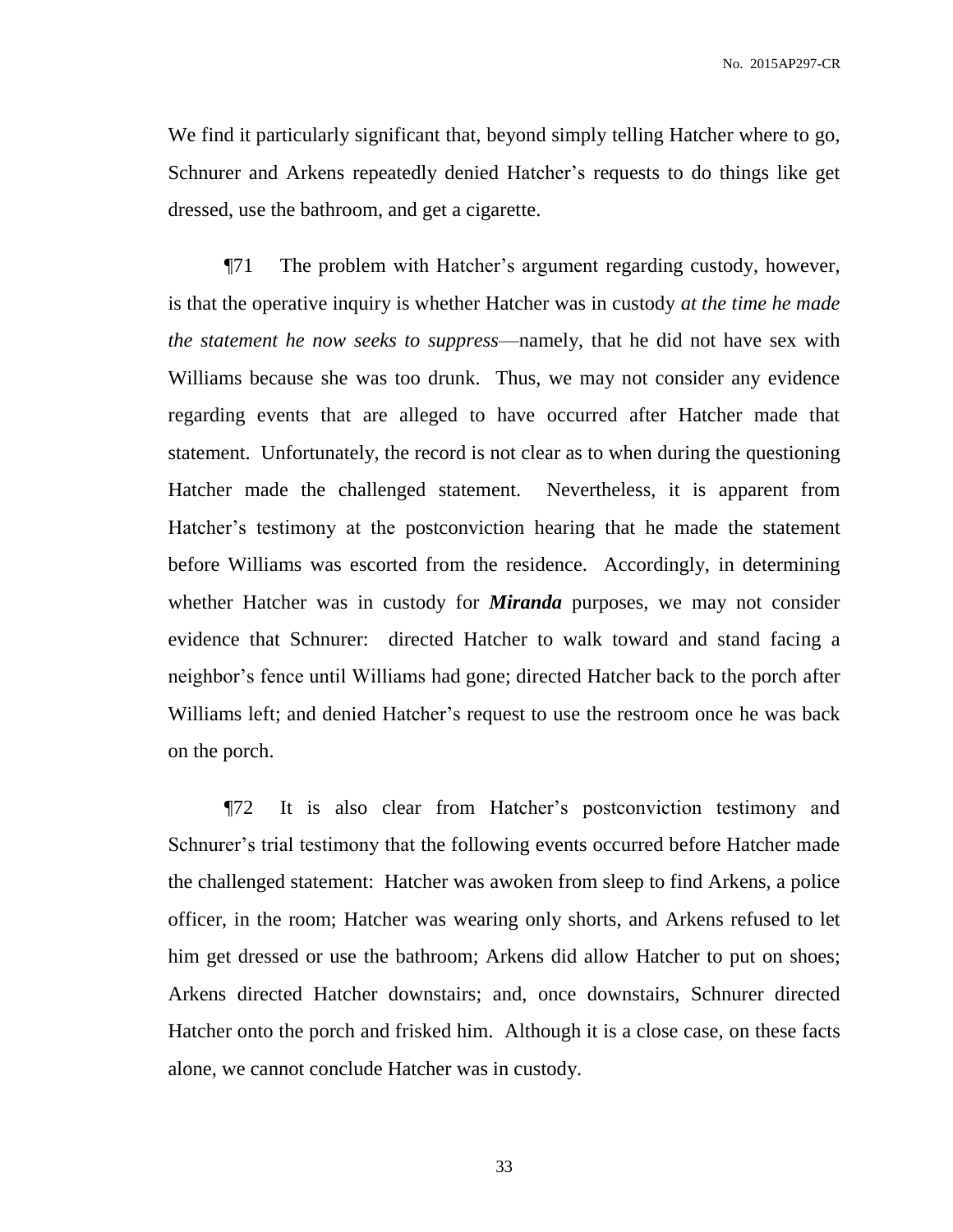We find it particularly significant that, beyond simply telling Hatcher where to go, Schnurer and Arkens repeatedly denied Hatcher's requests to do things like get dressed, use the bathroom, and get a cigarette.

¶71 The problem with Hatcher's argument regarding custody, however, is that the operative inquiry is whether Hatcher was in custody *at the time he made the statement he now seeks to suppress*—namely, that he did not have sex with Williams because she was too drunk. Thus, we may not consider any evidence regarding events that are alleged to have occurred after Hatcher made that statement. Unfortunately, the record is not clear as to when during the questioning Hatcher made the challenged statement. Nevertheless, it is apparent from Hatcher's testimony at the postconviction hearing that he made the statement before Williams was escorted from the residence. Accordingly, in determining whether Hatcher was in custody for ***Miranda*** purposes, we may not consider evidence that Schnurer: directed Hatcher to walk toward and stand facing a neighbor's fence until Williams had gone; directed Hatcher back to the porch after Williams left; and denied Hatcher's request to use the restroom once he was back on the porch.

¶72 It is also clear from Hatcher's postconviction testimony and Schnurer's trial testimony that the following events occurred before Hatcher made the challenged statement: Hatcher was awoken from sleep to find Arkens, a police officer, in the room; Hatcher was wearing only shorts, and Arkens refused to let him get dressed or use the bathroom; Arkens did allow Hatcher to put on shoes; Arkens directed Hatcher downstairs; and, once downstairs, Schnurer directed Hatcher onto the porch and frisked him. Although it is a close case, on these facts alone, we cannot conclude Hatcher was in custody.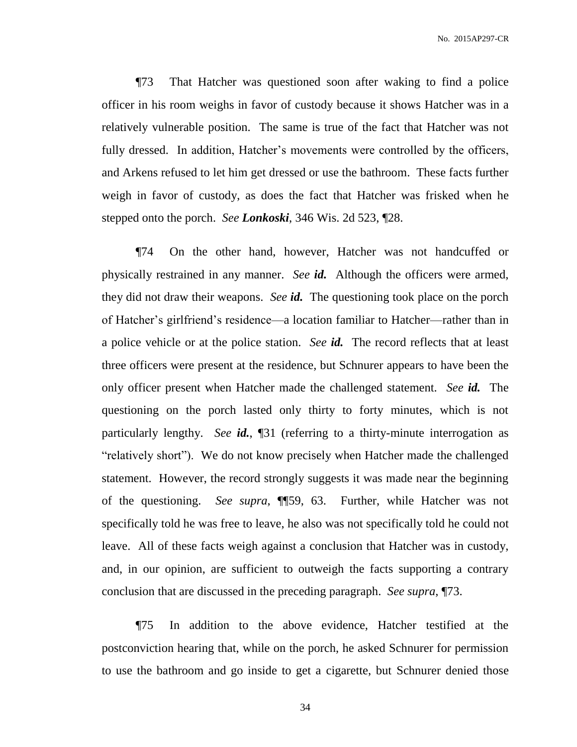¶73 That Hatcher was questioned soon after waking to find a police officer in his room weighs in favor of custody because it shows Hatcher was in a relatively vulnerable position. The same is true of the fact that Hatcher was not fully dressed. In addition, Hatcher's movements were controlled by the officers, and Arkens refused to let him get dressed or use the bathroom. These facts further weigh in favor of custody, as does the fact that Hatcher was frisked when he stepped onto the porch. *See* ***Lonkoski***, 346 Wis. 2d 523, ¶28.

¶74 On the other hand, however, Hatcher was not handcuffed or physically restrained in any manner. *See* ***id.*** Although the officers were armed, they did not draw their weapons. *See* ***id.*** The questioning took place on the porch of Hatcher's girlfriend's residence—a location familiar to Hatcher—rather than in a police vehicle or at the police station. *See* ***id.*** The record reflects that at least three officers were present at the residence, but Schnurer appears to have been the only officer present when Hatcher made the challenged statement. *See* ***id.*** The questioning on the porch lasted only thirty to forty minutes, which is not particularly lengthy. *See* ***id.***, ¶31 (referring to a thirty-minute interrogation as "relatively short"). We do not know precisely when Hatcher made the challenged statement. However, the record strongly suggests it was made near the beginning of the questioning. *See supra*, ¶¶59, 63. Further, while Hatcher was not specifically told he was free to leave, he also was not specifically told he could not leave. All of these facts weigh against a conclusion that Hatcher was in custody, and, in our opinion, are sufficient to outweigh the facts supporting a contrary conclusion that are discussed in the preceding paragraph. *See supra*, ¶73.

¶75 In addition to the above evidence, Hatcher testified at the postconviction hearing that, while on the porch, he asked Schnurer for permission to use the bathroom and go inside to get a cigarette, but Schnurer denied those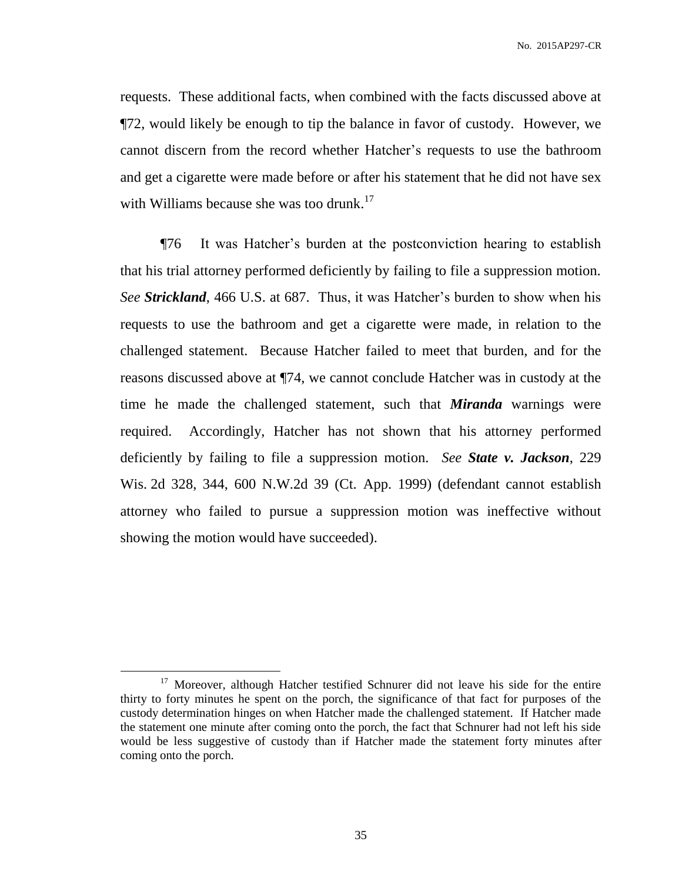requests. These additional facts, when combined with the facts discussed above at ¶72, would likely be enough to tip the balance in favor of custody. However, we cannot discern from the record whether Hatcher's requests to use the bathroom and get a cigarette were made before or after his statement that he did not have sex with Williams because she was too drunk.[17]

¶76 It was Hatcher's burden at the postconviction hearing to establish that his trial attorney performed deficiently by failing to file a suppression motion. *See* ***Strickland***, 466 U.S. at 687. Thus, it was Hatcher's burden to show when his requests to use the bathroom and get a cigarette were made, in relation to the challenged statement. Because Hatcher failed to meet that burden, and for the reasons discussed above at ¶74, we cannot conclude Hatcher was in custody at the time he made the challenged statement, such that ***Miranda*** warnings were required. Accordingly, Hatcher has not shown that his attorney performed deficiently by failing to file a suppression motion. *See* ***State v. Jackson***, 229 Wis. 2d 328, 344, 600 N.W.2d 39 (Ct. App. 1999) (defendant cannot establish attorney who failed to pursue a suppression motion was ineffective without showing the motion would have succeeded).

[17] Moreover, although Hatcher testified Schnurer did not leave his side for the entire thirty to forty minutes he spent on the porch, the significance of that fact for purposes of the custody determination hinges on when Hatcher made the challenged statement. If Hatcher made the statement one minute after coming onto the porch, the fact that Schnurer had not left his side would be less suggestive of custody than if Hatcher made the statement forty minutes after coming onto the porch.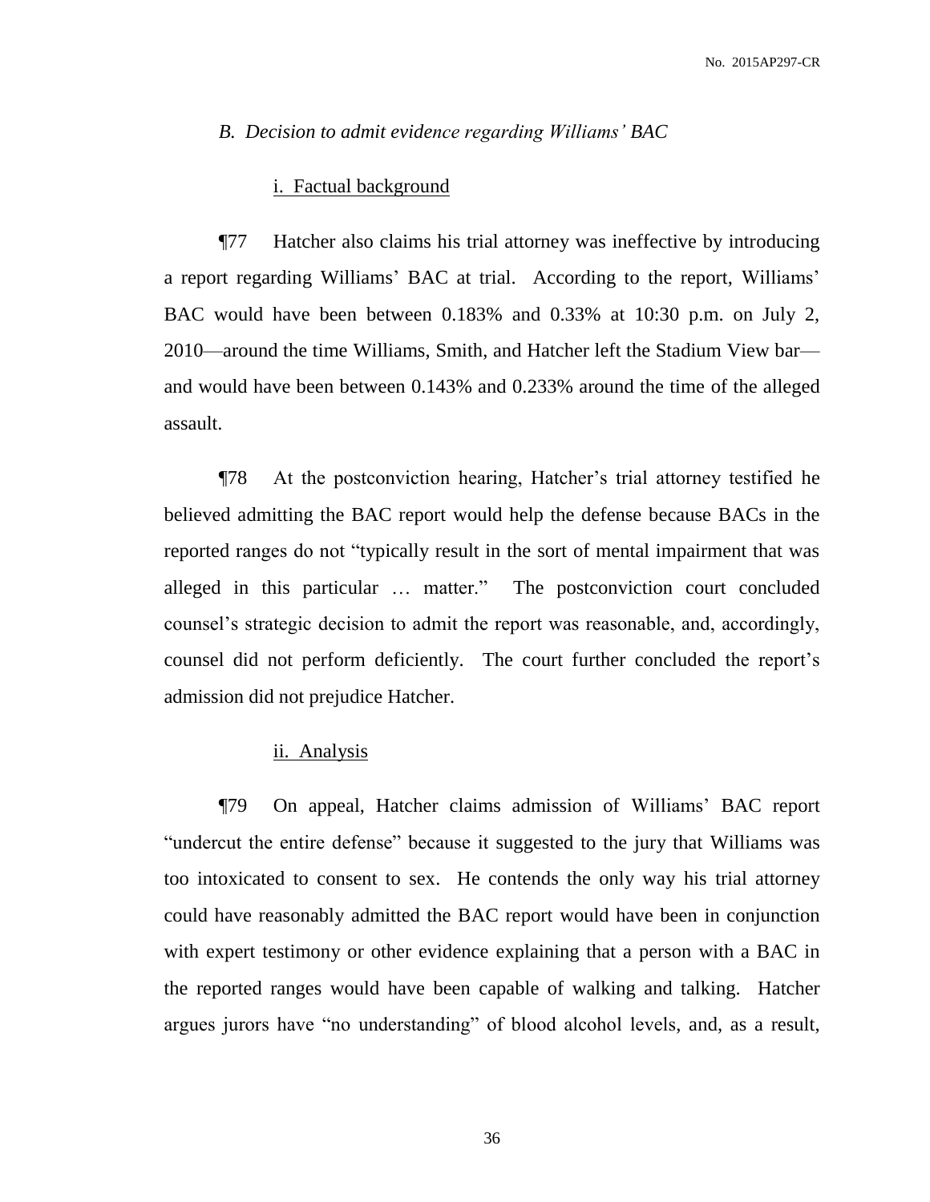### *B. Decision to admit evidence regarding Williams' BAC*

#### i. Factual background

¶77 Hatcher also claims his trial attorney was ineffective by introducing a report regarding Williams' BAC at trial. According to the report, Williams' BAC would have been between 0.183% and 0.33% at 10:30 p.m. on July 2, 2010—around the time Williams, Smith, and Hatcher left the Stadium View bar—and would have been between 0.143% and 0.233% around the time of the alleged assault.

¶78 At the postconviction hearing, Hatcher's trial attorney testified he believed admitting the BAC report would help the defense because BACs in the reported ranges do not "typically result in the sort of mental impairment that was alleged in this particular … matter." The postconviction court concluded counsel's strategic decision to admit the report was reasonable, and, accordingly, counsel did not perform deficiently. The court further concluded the report's admission did not prejudice Hatcher.

#### ii. Analysis

¶79 On appeal, Hatcher claims admission of Williams' BAC report "undercut the entire defense" because it suggested to the jury that Williams was too intoxicated to consent to sex. He contends the only way his trial attorney could have reasonably admitted the BAC report would have been in conjunction with expert testimony or other evidence explaining that a person with a BAC in the reported ranges would have been capable of walking and talking. Hatcher argues jurors have "no understanding" of blood alcohol levels, and, as a result,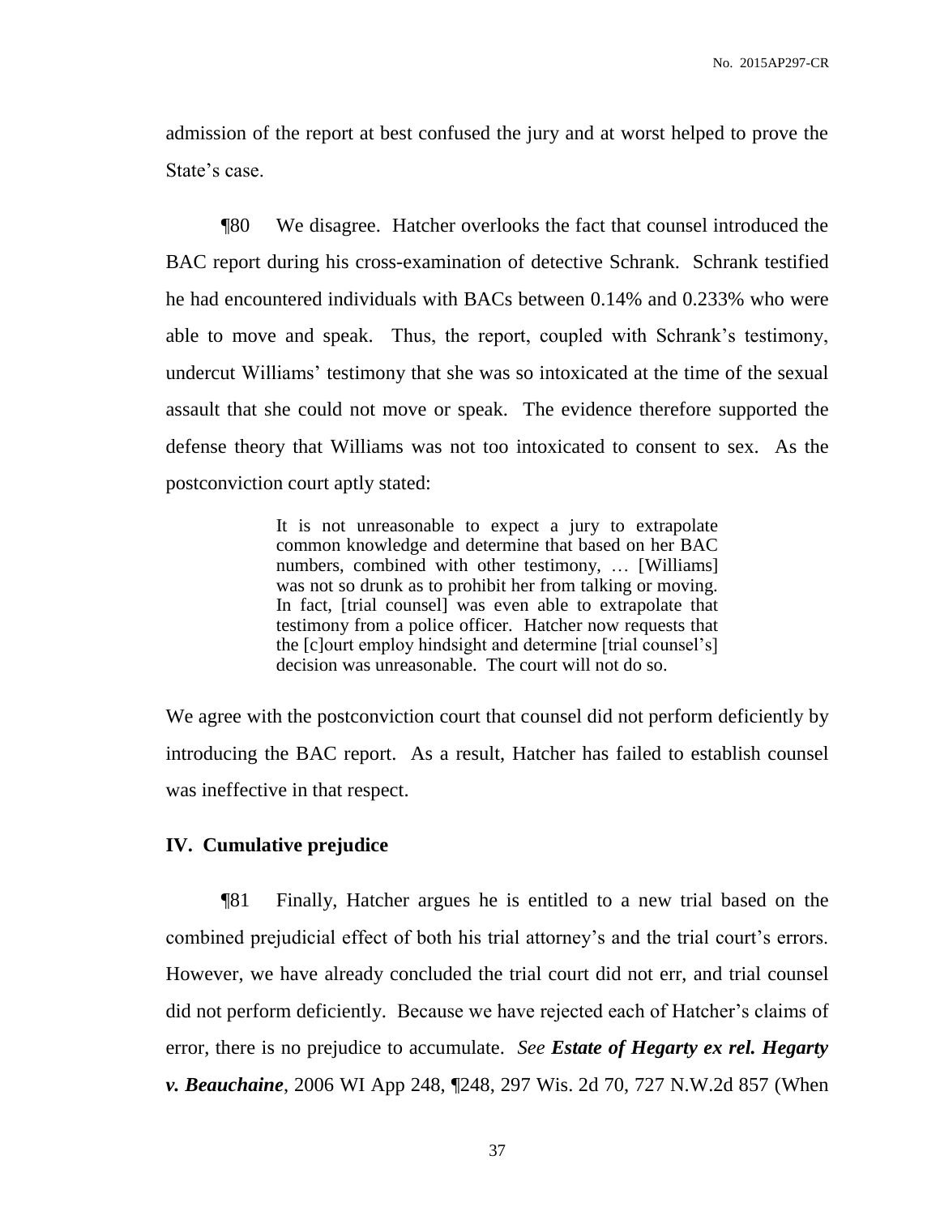admission of the report at best confused the jury and at worst helped to prove the State's case.

¶80 We disagree. Hatcher overlooks the fact that counsel introduced the BAC report during his cross-examination of detective Schrank. Schrank testified he had encountered individuals with BACs between 0.14% and 0.233% who were able to move and speak. Thus, the report, coupled with Schrank's testimony, undercut Williams' testimony that she was so intoxicated at the time of the sexual assault that she could not move or speak. The evidence therefore supported the defense theory that Williams was not too intoxicated to consent to sex. As the postconviction court aptly stated:

> It is not unreasonable to expect a jury to extrapolate common knowledge and determine that based on her BAC numbers, combined with other testimony, … [Williams] was not so drunk as to prohibit her from talking or moving. In fact, [trial counsel] was even able to extrapolate that testimony from a police officer. Hatcher now requests that the [c]ourt employ hindsight and determine [trial counsel's] decision was unreasonable. The court will not do so.

We agree with the postconviction court that counsel did not perform deficiently by introducing the BAC report. As a result, Hatcher has failed to establish counsel was ineffective in that respect.

## IV. Cumulative prejudice

¶81 Finally, Hatcher argues he is entitled to a new trial based on the combined prejudicial effect of both his trial attorney's and the trial court's errors. However, we have already concluded the trial court did not err, and trial counsel did not perform deficiently. Because we have rejected each of Hatcher's claims of error, there is no prejudice to accumulate. *See* ***Estate of Hegarty ex rel. Hegarty v. Beauchaine***, 2006 WI App 248, ¶248, 297 Wis. 2d 70, 727 N.W.2d 857 (When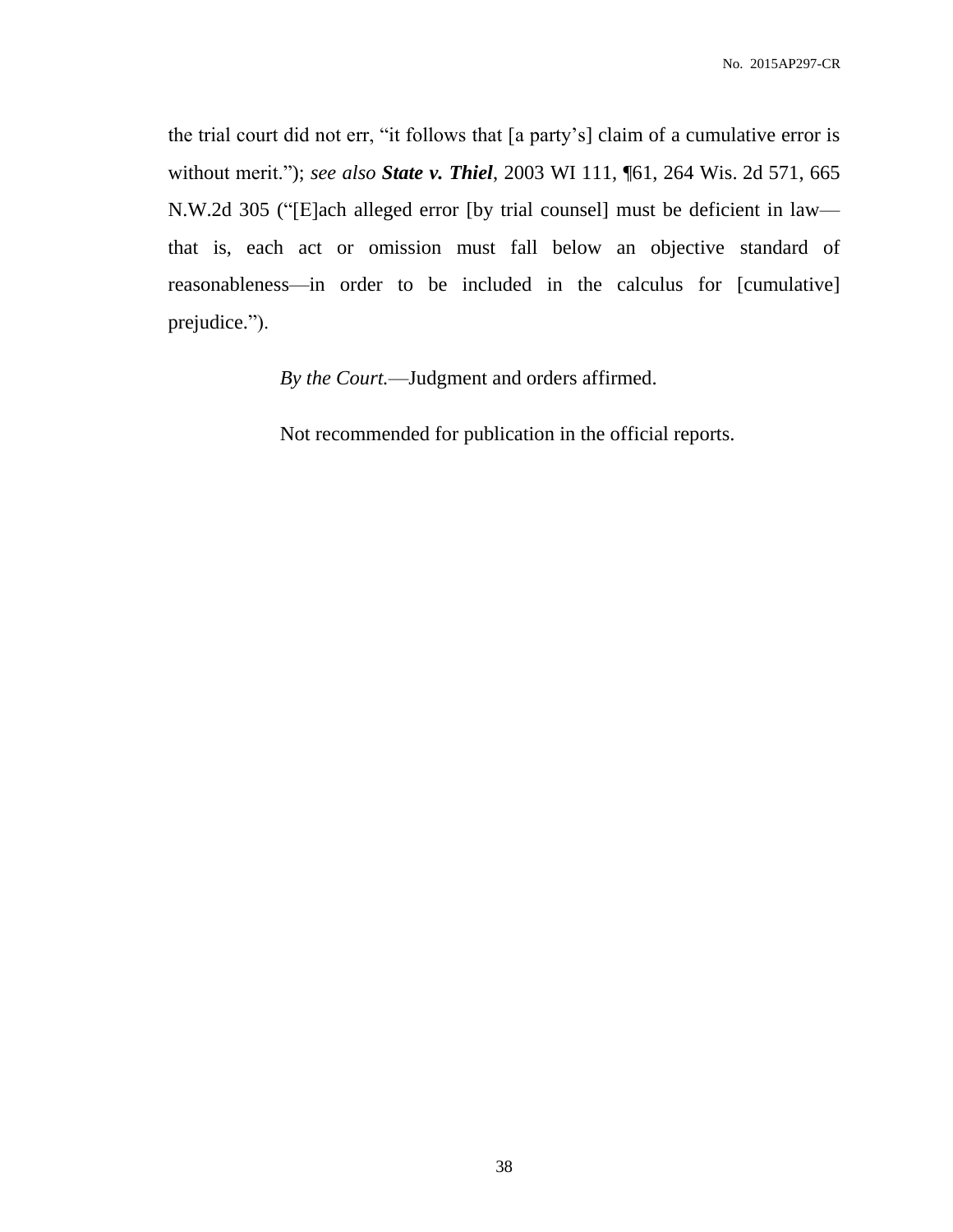the trial court did not err, "it follows that [a party's] claim of a cumulative error is without merit."); *see also* ***State v. Thiel***, 2003 WI 111, ¶61, 264 Wis. 2d 571, 665 N.W.2d 305 ("[E]ach alleged error [by trial counsel] must be deficient in law—that is, each act or omission must fall below an objective standard of reasonableness—in order to be included in the calculus for [cumulative] prejudice.").

*By the Court.*—Judgment and orders affirmed.

Not recommended for publication in the official reports.